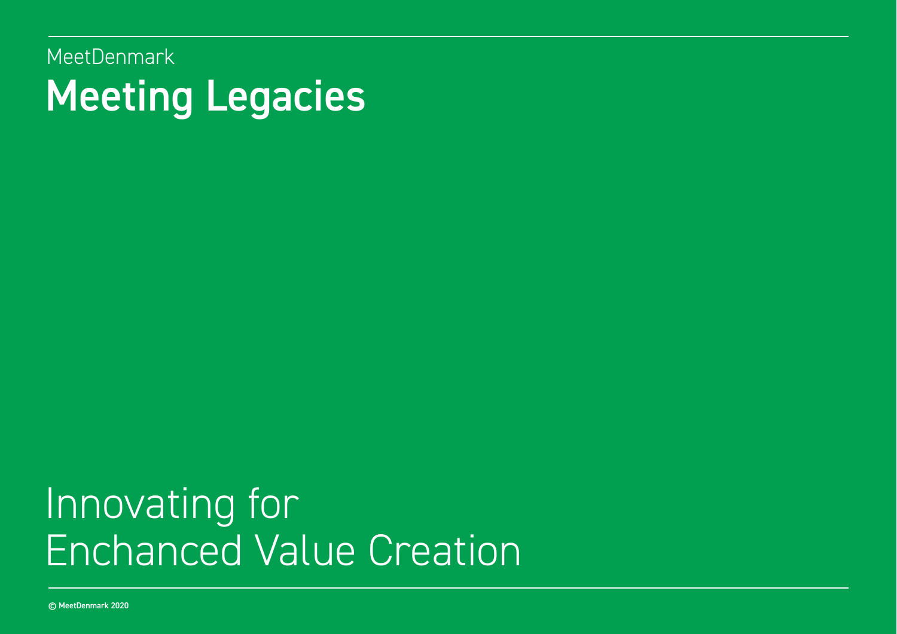MeetDenmark

# Meeting Legacies

## Innovating for Enchanced Value Creation

© MeetDenmark 2020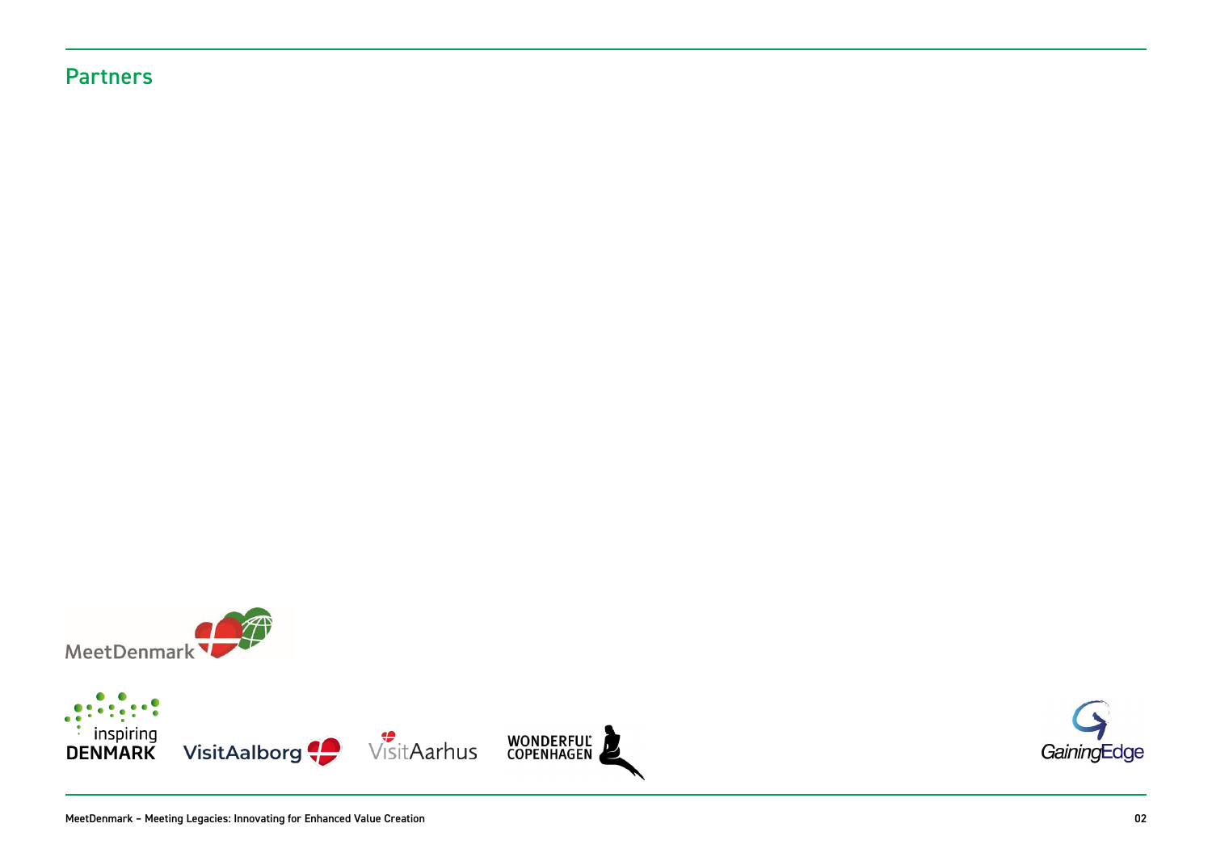## Partners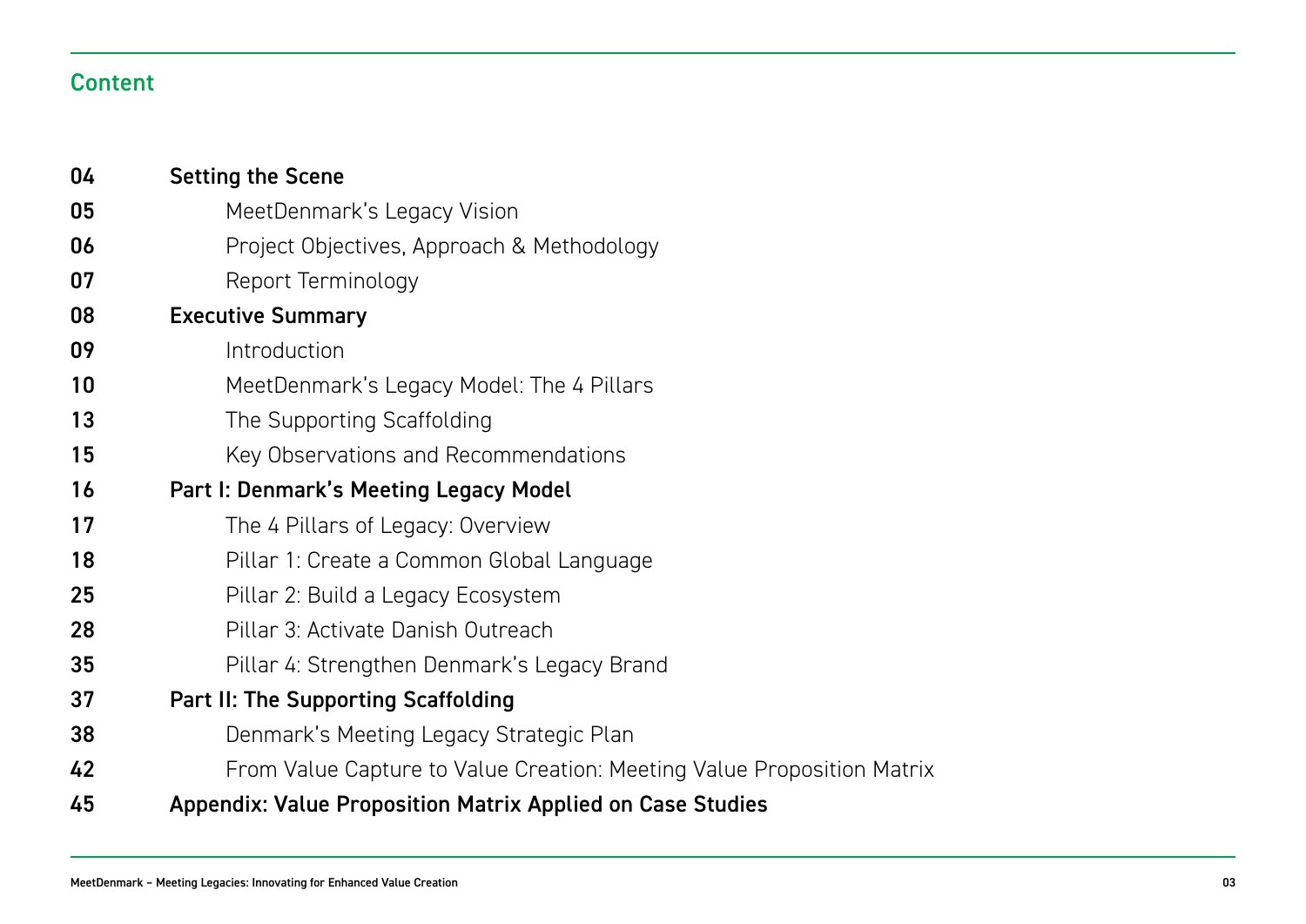## Content

| | |
|---|---|
| **04** | **Setting the Scene** |
| **05** | MeetDenmark's Legacy Vision |
| **06** | Project Objectives, Approach & Methodology |
| **07** | Report Terminology |
| **08** | **Executive Summary** |
| **09** | Introduction |
| **10** | MeetDenmark's Legacy Model: The 4 Pillars |
| **13** | The Supporting Scaffolding |
| **15** | Key Observations and Recommendations |
| **16** | **Part I: Denmark's Meeting Legacy Model** |
| **17** | The 4 Pillars of Legacy: Overview |
| **18** | Pillar 1: Create a Common Global Language |
| **25** | Pillar 2: Build a Legacy Ecosystem |
| **28** | Pillar 3: Activate Danish Outreach |
| **35** | Pillar 4: Strengthen Denmark's Legacy Brand |
| **37** | **Part II: The Supporting Scaffolding** |
| **38** | Denmark's Meeting Legacy Strategic Plan |
| **42** | From Value Capture to Value Creation: Meeting Value Proposition Matrix |
| **45** | **Appendix: Value Proposition Matrix Applied on Case Studies** |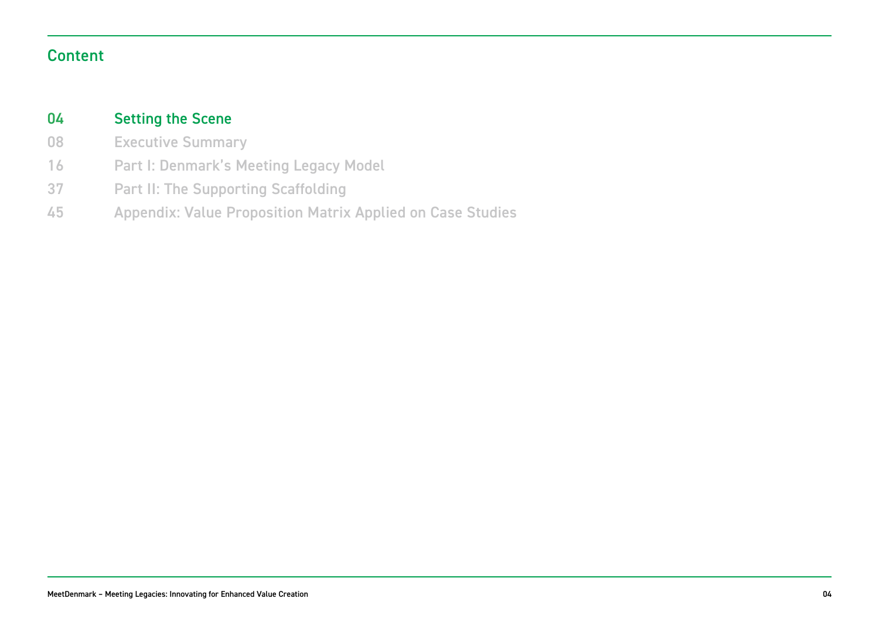## Content

| | |
|---|---|
| 04 | Setting the Scene |
| 08 | Executive Summary |
| 16 | Part I: Denmark's Meeting Legacy Model |
| 37 | Part II: The Supporting Scaffolding |
| 45 | Appendix: Value Proposition Matrix Applied on Case Studies |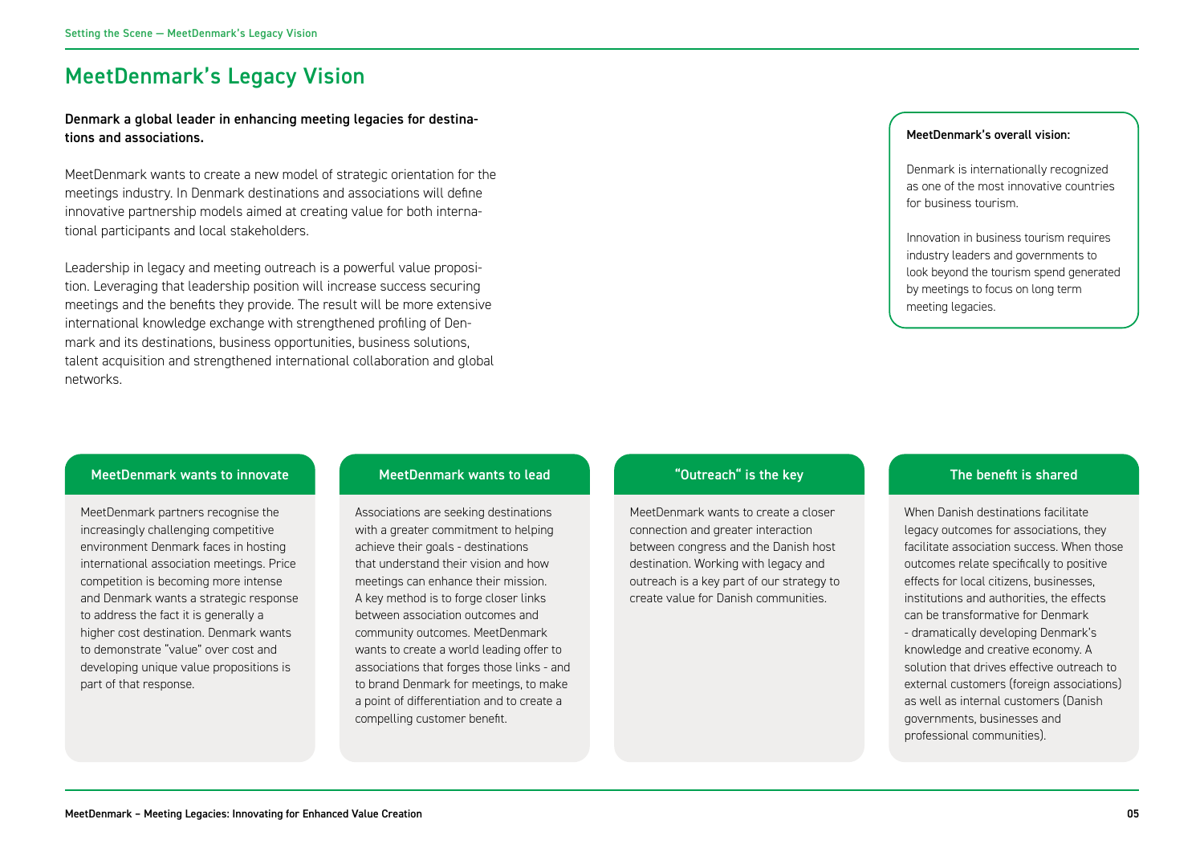# MeetDenmark's Legacy Vision

**Denmark a global leader in enhancing meeting legacies for destinations and associations.**

MeetDenmark wants to create a new model of strategic orientation for the meetings industry. In Denmark destinations and associations will define innovative partnership models aimed at creating value for both international participants and local stakeholders.

Leadership in legacy and meeting outreach is a powerful value proposition. Leveraging that leadership position will increase success securing meetings and the benefits they provide. The result will be more extensive international knowledge exchange with strengthened profiling of Denmark and its destinations, business opportunities, business solutions, talent acquisition and strengthened international collaboration and global networks.

**MeetDenmark's overall vision:**

Denmark is internationally recognized as one of the most innovative countries for business tourism.

Innovation in business tourism requires industry leaders and governments to look beyond the tourism spend generated by meetings to focus on long term meeting legacies.

### MeetDenmark wants to innovate

MeetDenmark partners recognise the increasingly challenging competitive environment Denmark faces in hosting international association meetings. Price competition is becoming more intense and Denmark wants a strategic response to address the fact it is generally a higher cost destination. Denmark wants to demonstrate "value" over cost and developing unique value propositions is part of that response.

### MeetDenmark wants to lead

Associations are seeking destinations with a greater commitment to helping achieve their goals - destinations that understand their vision and how meetings can enhance their mission. A key method is to forge closer links between association outcomes and community outcomes. MeetDenmark wants to create a world leading offer to associations that forges those links - and to brand Denmark for meetings, to make a point of differentiation and to create a compelling customer benefit.

### "Outreach" is the key

MeetDenmark wants to create a closer connection and greater interaction between congress and the Danish host destination. Working with legacy and outreach is a key part of our strategy to create value for Danish communities.

### The benefit is shared

When Danish destinations facilitate legacy outcomes for associations, they facilitate association success. When those outcomes relate specifically to positive effects for local citizens, businesses, institutions and authorities, the effects can be transformative for Denmark - dramatically developing Denmark's knowledge and creative economy. A solution that drives effective outreach to external customers (foreign associations) as well as internal customers (Danish governments, businesses and professional communities).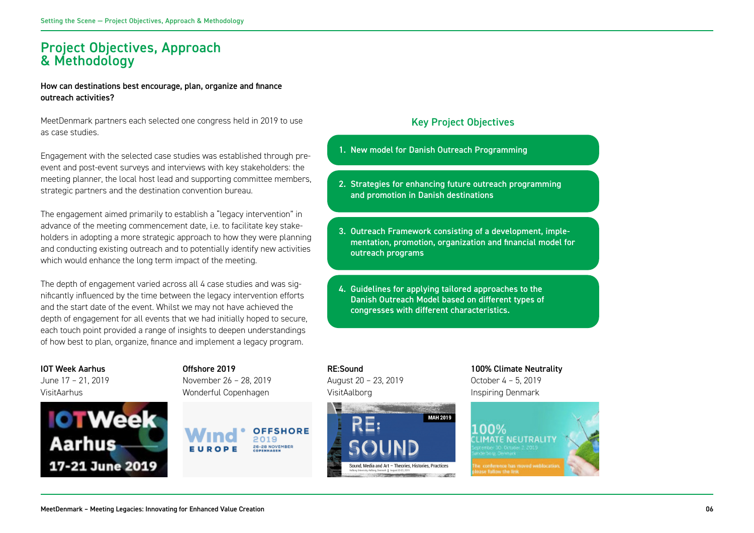# Project Objectives, Approach & Methodology

**How can destinations best encourage, plan, organize and finance outreach activities?**

MeetDenmark partners each selected one congress held in 2019 to use as case studies.

Engagement with the selected case studies was established through pre-event and post-event surveys and interviews with key stakeholders: the meeting planner, the local host lead and supporting committee members, strategic partners and the destination convention bureau.

The engagement aimed primarily to establish a "legacy intervention" in advance of the meeting commencement date, i.e. to facilitate key stakeholders in adopting a more strategic approach to how they were planning and conducting existing outreach and to potentially identify new activities which would enhance the long term impact of the meeting.

The depth of engagement varied across all 4 case studies and was significantly influenced by the time between the legacy intervention efforts and the start date of the event. Whilst we may not have achieved the depth of engagement for all events that we had initially hoped to secure, each touch point provided a range of insights to deepen understandings of how best to plan, organize, finance and implement a legacy program.

## Key Project Objectives

1. **New model for Danish Outreach Programming**
2. **Strategies for enhancing future outreach programming and promotion in Danish destinations**
3. **Outreach Framework consisting of a development, implementation, promotion, organization and financial model for outreach programs**
4. **Guidelines for applying tailored approaches to the Danish Outreach Model based on different types of congresses with different characteristics.**

**IOT Week Aarhus**
June 17 – 21, 2019
VisitAarhus

**Offshore 2019**
November 26 – 28, 2019
Wonderful Copenhagen

**RE:Sound**
August 20 – 23, 2019
VisitAalborg

**100% Climate Neutrality**
October 4 – 5, 2019
Inspiring Denmark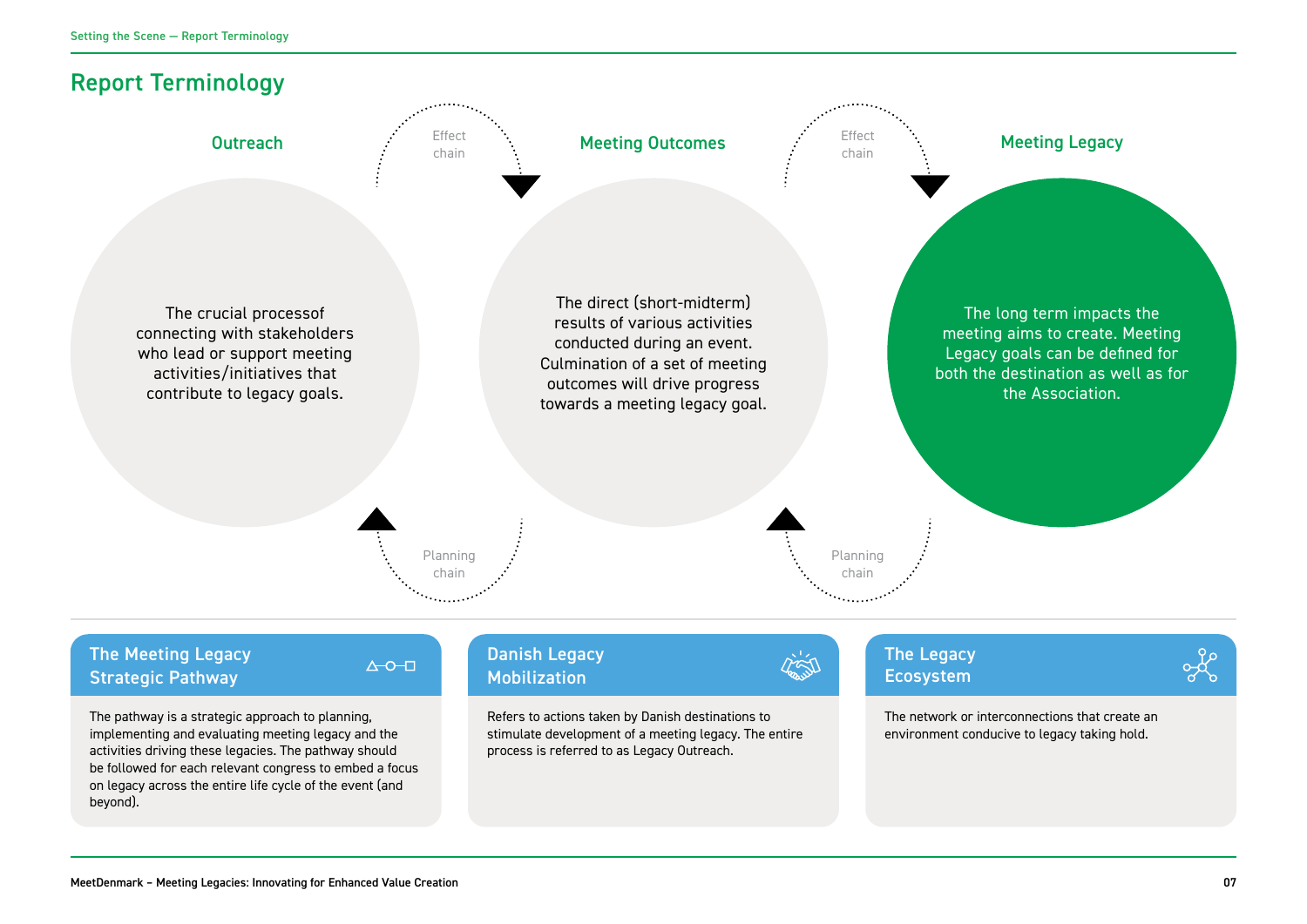## Report Terminology

### Outreach

The crucial processof connecting with stakeholders who lead or support meeting activities/initiatives that contribute to legacy goals.

Effect chain

### Meeting Outcomes

The direct (short-midterm) results of various activities conducted during an event. Culmination of a set of meeting outcomes will drive progress towards a meeting legacy goal.

Effect chain

### Meeting Legacy

The long term impacts the meeting aims to create. Meeting Legacy goals can be defined for both the destination as well as for the Association.

Planning chain

Planning chain

### The Meeting Legacy Strategic Pathway

The pathway is a strategic approach to planning, implementing and evaluating meeting legacy and the activities driving these legacies. The pathway should be followed for each relevant congress to embed a focus on legacy across the entire life cycle of the event (and beyond).

### Danish Legacy Mobilization

Refers to actions taken by Danish destinations to stimulate development of a meeting legacy. The entire process is referred to as Legacy Outreach.

### The Legacy Ecosystem

The network or interconnections that create an environment conducive to legacy taking hold.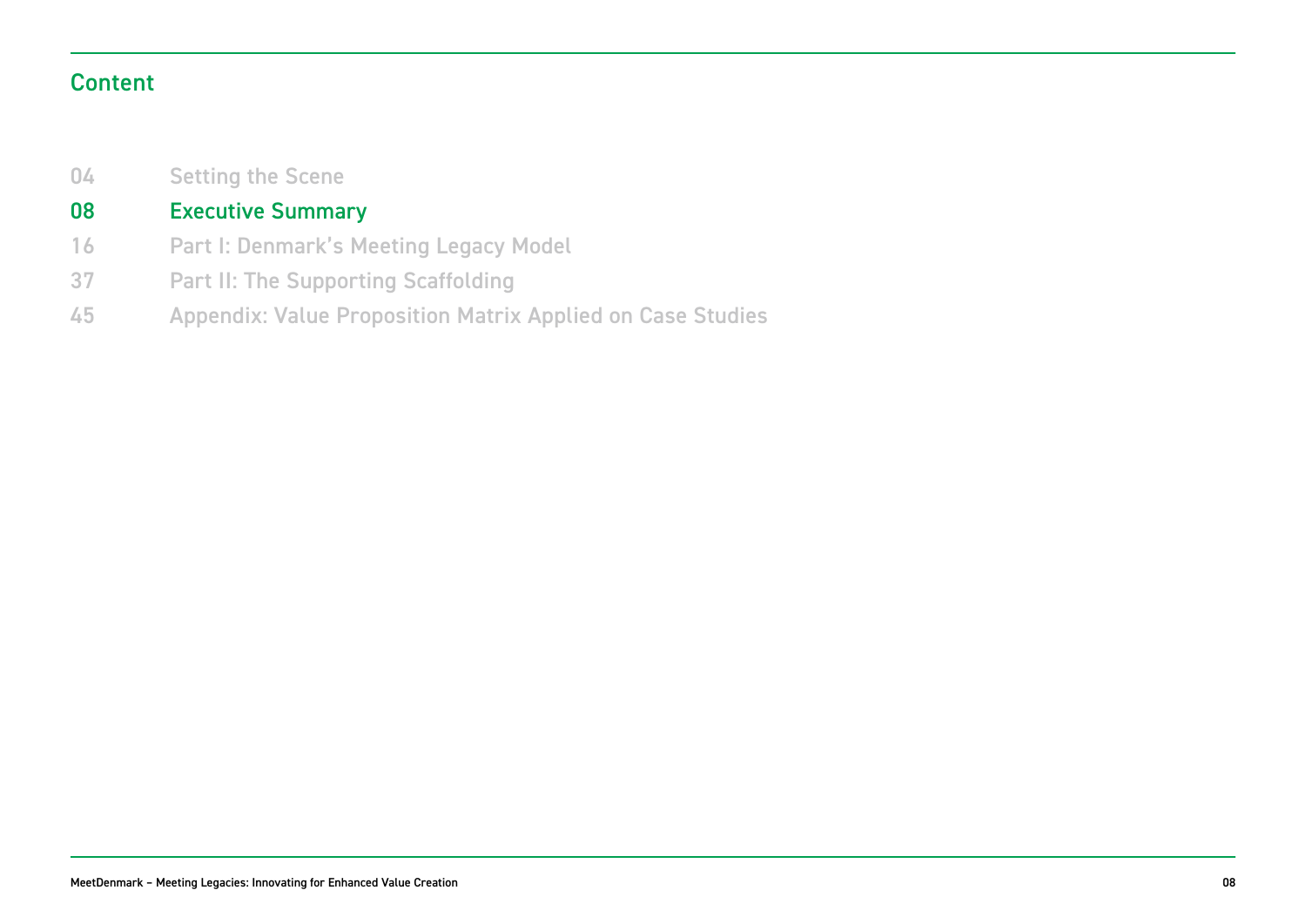## Content

04 Setting the Scene

08 **Executive Summary**

16 Part I: Denmark's Meeting Legacy Model

37 Part II: The Supporting Scaffolding

45 Appendix: Value Proposition Matrix Applied on Case Studies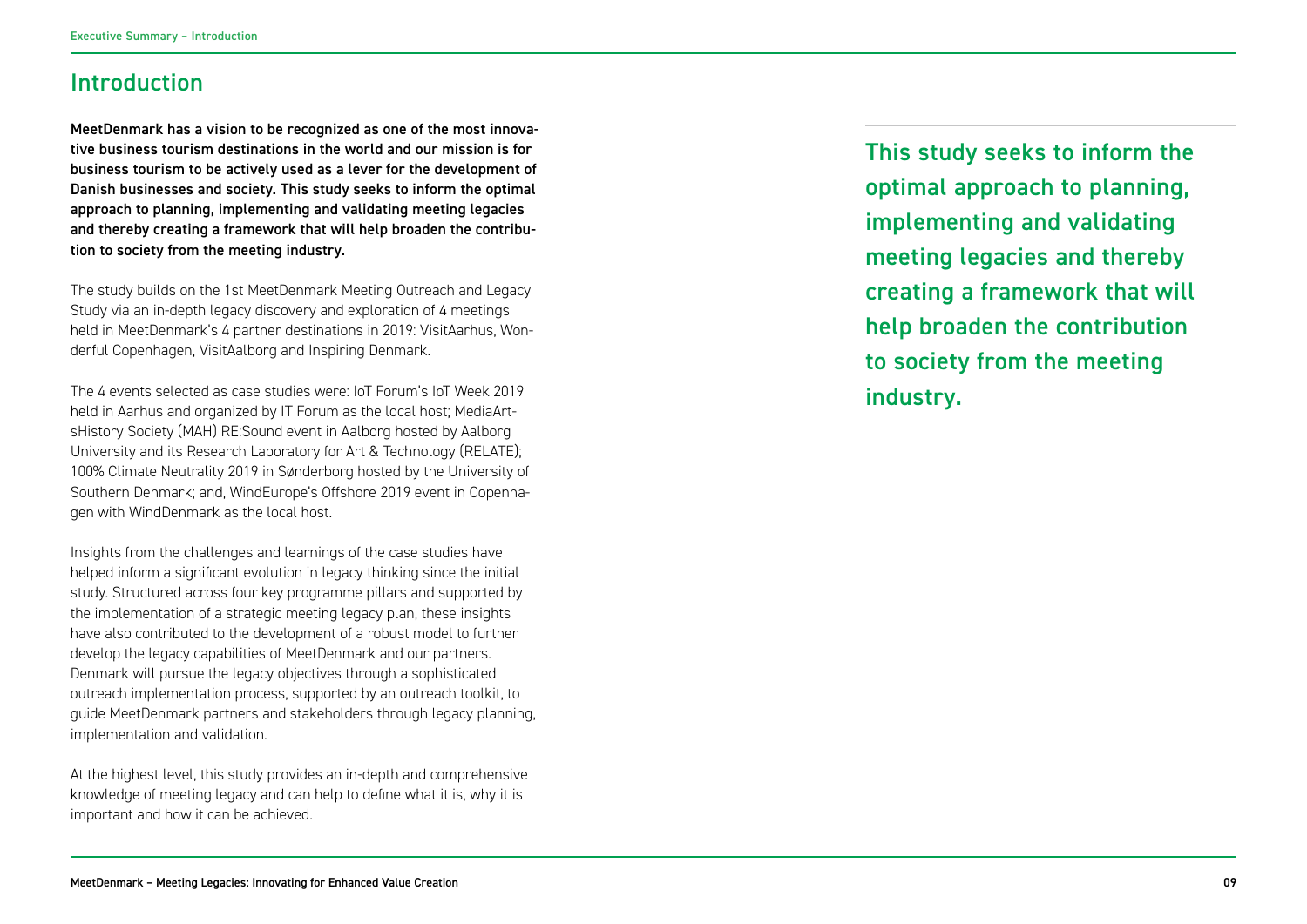## Introduction

**MeetDenmark has a vision to be recognized as one of the most innovative business tourism destinations in the world and our mission is for business tourism to be actively used as a lever for the development of Danish businesses and society. This study seeks to inform the optimal approach to planning, implementing and validating meeting legacies and thereby creating a framework that will help broaden the contribution to society from the meeting industry.**

The study builds on the 1st MeetDenmark Meeting Outreach and Legacy Study via an in-depth legacy discovery and exploration of 4 meetings held in MeetDenmark's 4 partner destinations in 2019: VisitAarhus, Wonderful Copenhagen, VisitAalborg and Inspiring Denmark.

The 4 events selected as case studies were: IoT Forum's IoT Week 2019 held in Aarhus and organized by IT Forum as the local host; MediaArtsHistory Society (MAH) RE:Sound event in Aalborg hosted by Aalborg University and its Research Laboratory for Art & Technology (RELATE); 100% Climate Neutrality 2019 in Sønderborg hosted by the University of Southern Denmark; and, WindEurope's Offshore 2019 event in Copenhagen with WindDenmark as the local host.

Insights from the challenges and learnings of the case studies have helped inform a significant evolution in legacy thinking since the initial study. Structured across four key programme pillars and supported by the implementation of a strategic meeting legacy plan, these insights have also contributed to the development of a robust model to further develop the legacy capabilities of MeetDenmark and our partners. Denmark will pursue the legacy objectives through a sophisticated outreach implementation process, supported by an outreach toolkit, to guide MeetDenmark partners and stakeholders through legacy planning, implementation and validation.

At the highest level, this study provides an in-depth and comprehensive knowledge of meeting legacy and can help to define what it is, why it is important and how it can be achieved.

> This study seeks to inform the optimal approach to planning, implementing and validating meeting legacies and thereby creating a framework that will help broaden the contribution to society from the meeting industry.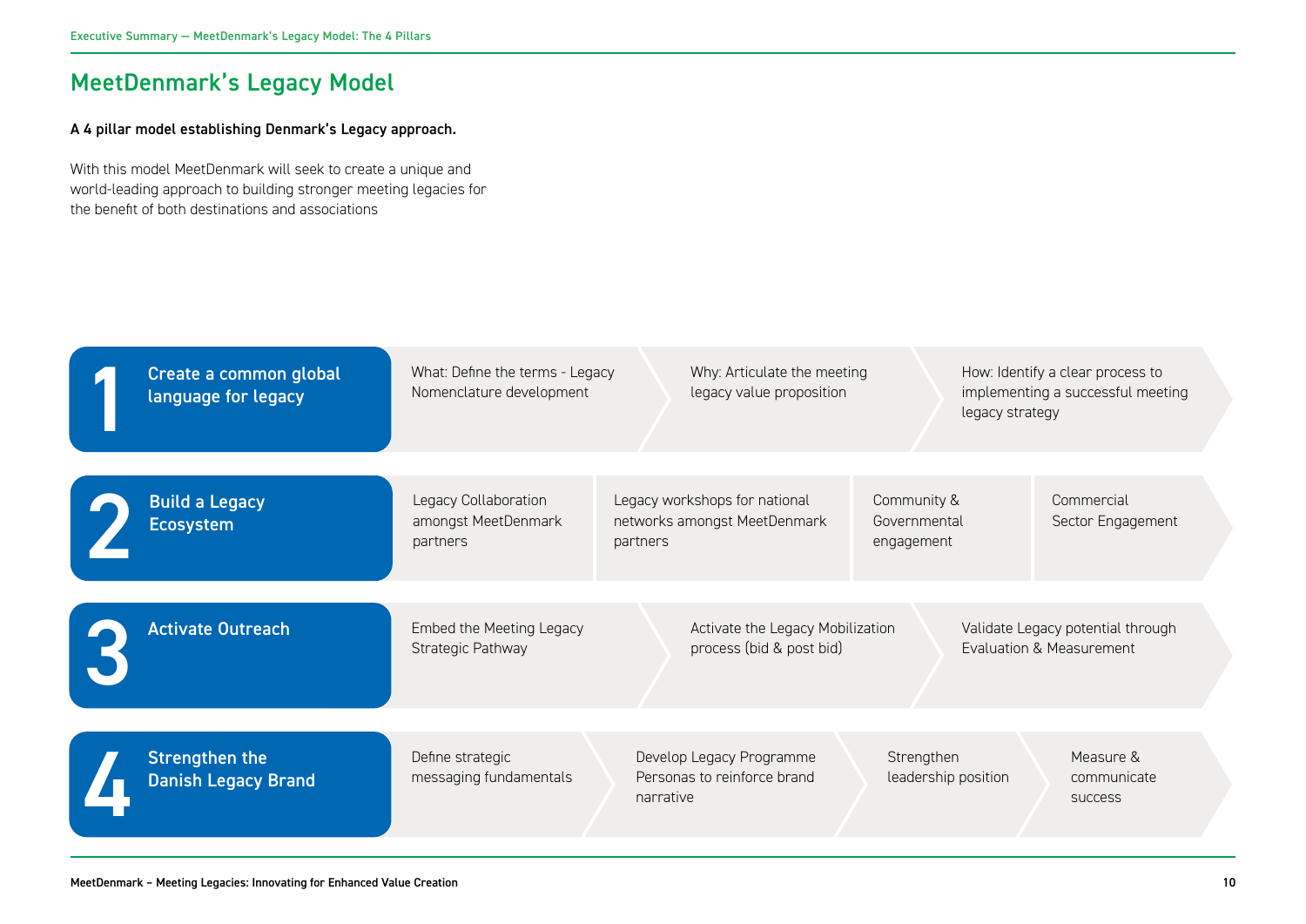# MeetDenmark's Legacy Model

**A 4 pillar model establishing Denmark's Legacy approach.**

With this model MeetDenmark will seek to create a unique and world-leading approach to building stronger meeting legacies for the benefit of both destinations and associations

## 1 Create a common global language for legacy

- What: Define the terms - Legacy Nomenclature development
- Why: Articulate the meeting legacy value proposition
- How: Identify a clear process to implementing a successful meeting legacy strategy

## 2 Build a Legacy Ecosystem

- Legacy Collaboration amongst MeetDenmark partners
- Legacy workshops for national networks amongst MeetDenmark partners
- Community & Governmental engagement
- Commercial Sector Engagement

## 3 Activate Outreach

- Embed the Meeting Legacy Strategic Pathway
- Activate the Legacy Mobilization process (bid & post bid)
- Validate Legacy potential through Evaluation & Measurement

## 4 Strengthen the Danish Legacy Brand

- Define strategic messaging fundamentals
- Develop Legacy Programme Personas to reinforce brand narrative
- Strengthen leadership position
- Measure & communicate success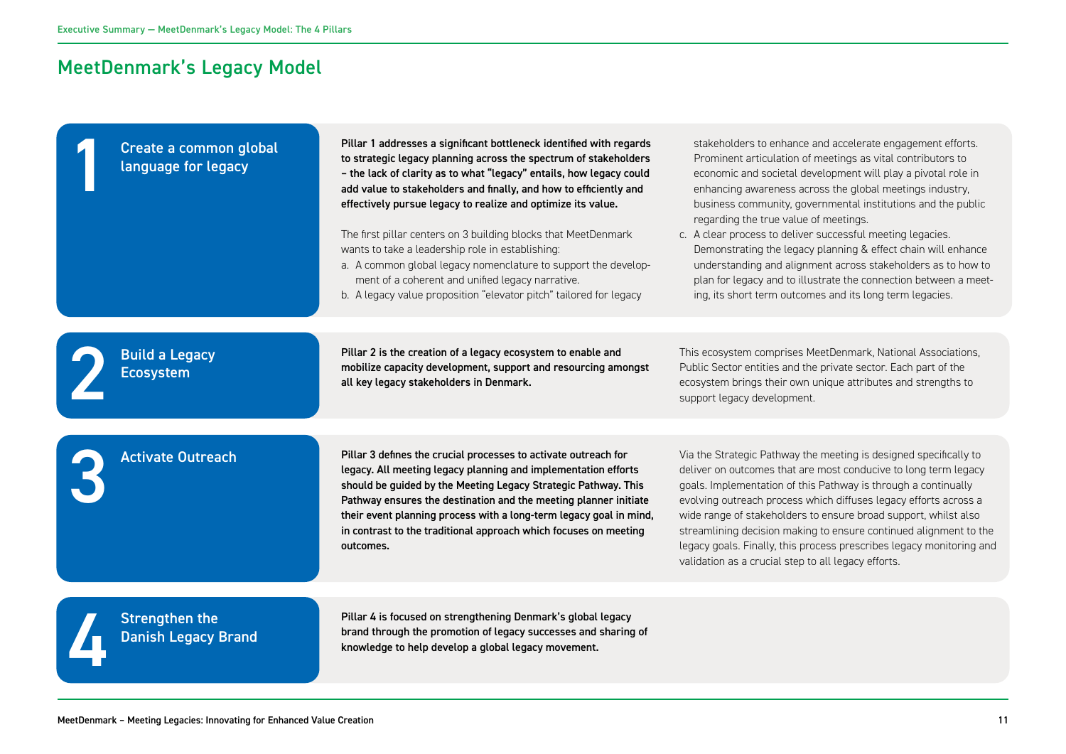// MeetDenmark's Legacy Model

# MeetDenmark's Legacy Model

## 1 Create a common global language for legacy

**Pillar 1 addresses a significant bottleneck identified with regards to strategic legacy planning across the spectrum of stakeholders – the lack of clarity as to what "legacy" entails, how legacy could add value to stakeholders and finally, and how to efficiently and effectively pursue legacy to realize and optimize its value.**

The first pillar centers on 3 building blocks that MeetDenmark wants to take a leadership role in establishing:

a. A common global legacy nomenclature to support the development of a coherent and unified legacy narrative.
b. A legacy value proposition "elevator pitch" tailored for legacy stakeholders to enhance and accelerate engagement efforts. Prominent articulation of meetings as vital contributors to economic and societal development will play a pivotal role in enhancing awareness across the global meetings industry, business community, governmental institutions and the public regarding the true value of meetings.
c. A clear process to deliver successful meeting legacies. Demonstrating the legacy planning & effect chain will enhance understanding and alignment across stakeholders as to how to plan for legacy and to illustrate the connection between a meeting, its short term outcomes and its long term legacies.

## 2 Build a Legacy Ecosystem

**Pillar 2 is the creation of a legacy ecosystem to enable and mobilize capacity development, support and resourcing amongst all key legacy stakeholders in Denmark.**

This ecosystem comprises MeetDenmark, National Associations, Public Sector entities and the private sector. Each part of the ecosystem brings their own unique attributes and strengths to support legacy development.

## 3 Activate Outreach

**Pillar 3 defines the crucial processes to activate outreach for legacy. All meeting legacy planning and implementation efforts should be guided by the Meeting Legacy Strategic Pathway. This Pathway ensures the destination and the meeting planner initiate their event planning process with a long-term legacy goal in mind, in contrast to the traditional approach which focuses on meeting outcomes.**

Via the Strategic Pathway the meeting is designed specifically to deliver on outcomes that are most conducive to long term legacy goals. Implementation of this Pathway is through a continually evolving outreach process which diffuses legacy efforts across a wide range of stakeholders to ensure broad support, whilst also streamlining decision making to ensure continued alignment to the legacy goals. Finally, this process prescribes legacy monitoring and validation as a crucial step to all legacy efforts.

## 4 Strengthen the Danish Legacy Brand

**Pillar 4 is focused on strengthening Denmark's global legacy brand through the promotion of legacy successes and sharing of knowledge to help develop a global legacy movement.**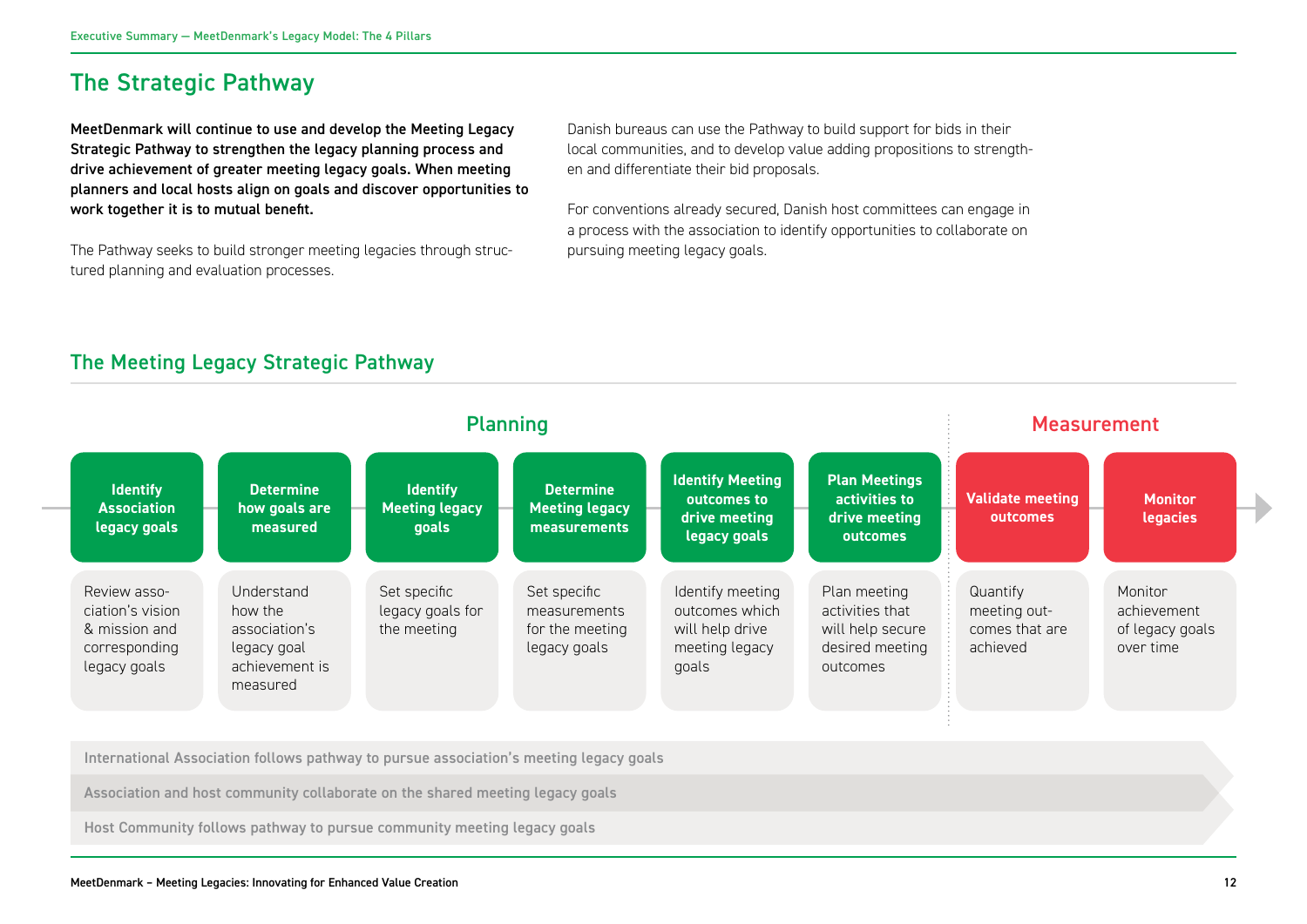## The Strategic Pathway

**MeetDenmark will continue to use and develop the Meeting Legacy Strategic Pathway to strengthen the legacy planning process and drive achievement of greater meeting legacy goals. When meeting planners and local hosts align on goals and discover opportunities to work together it is to mutual benefit.**

The Pathway seeks to build stronger meeting legacies through structured planning and evaluation processes.

Danish bureaus can use the Pathway to build support for bids in their local communities, and to develop value adding propositions to strengthen and differentiate their bid proposals.

For conventions already secured, Danish host committees can engage in a process with the association to identify opportunities to collaborate on pursuing meeting legacy goals.

## The Meeting Legacy Strategic Pathway

| Planning | | | | | | Measurement | |
|---|---|---|---|---|---|---|---|
| **Identify Association legacy goals** | **Determine how goals are measured** | **Identify Meeting legacy goals** | **Determine Meeting legacy measurements** | **Identify Meeting outcomes to drive meeting legacy goals** | **Plan Meetings activities to drive meeting outcomes** | **Validate meeting outcomes** | **Monitor legacies** |
| Review association's vision & mission and corresponding legacy goals | Understand how the association's legacy goal achievement is measured | Set specific legacy goals for the meeting | Set specific measurements for the meeting legacy goals | Identify meeting outcomes which will help drive meeting legacy goals | Plan meeting activities that will help secure desired meeting outcomes | Quantify meeting outcomes that are achieved | Monitor achievement of legacy goals over time |

- International Association follows pathway to pursue association's meeting legacy goals
- Association and host community collaborate on the shared meeting legacy goals
- Host Community follows pathway to pursue community meeting legacy goals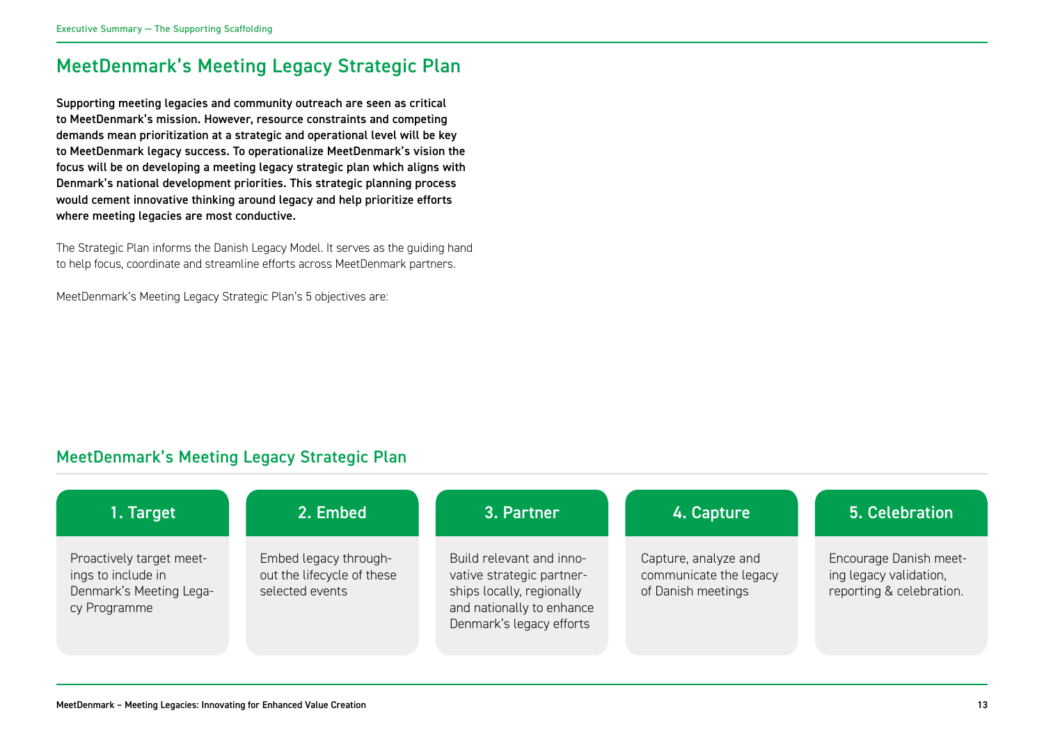# MeetDenmark's Meeting Legacy Strategic Plan

**Supporting meeting legacies and community outreach are seen as critical to MeetDenmark's mission. However, resource constraints and competing demands mean prioritization at a strategic and operational level will be key to MeetDenmark legacy success. To operationalize MeetDenmark's vision the focus will be on developing a meeting legacy strategic plan which aligns with Denmark's national development priorities. This strategic planning process would cement innovative thinking around legacy and help prioritize efforts where meeting legacies are most conductive.**

The Strategic Plan informs the Danish Legacy Model. It serves as the guiding hand to help focus, coordinate and streamline efforts across MeetDenmark partners.

MeetDenmark's Meeting Legacy Strategic Plan's 5 objectives are:

## MeetDenmark's Meeting Legacy Strategic Plan

| 1. Target | 2. Embed | 3. Partner | 4. Capture | 5. Celebration |
| --- | --- | --- | --- | --- |
| Proactively target meetings to include in Denmark's Meeting Legacy Programme | Embed legacy throughout the lifecycle of these selected events | Build relevant and innovative strategic partnerships locally, regionally and nationally to enhance Denmark's legacy efforts | Capture, analyze and communicate the legacy of Danish meetings | Encourage Danish meeting legacy validation, reporting & celebration. |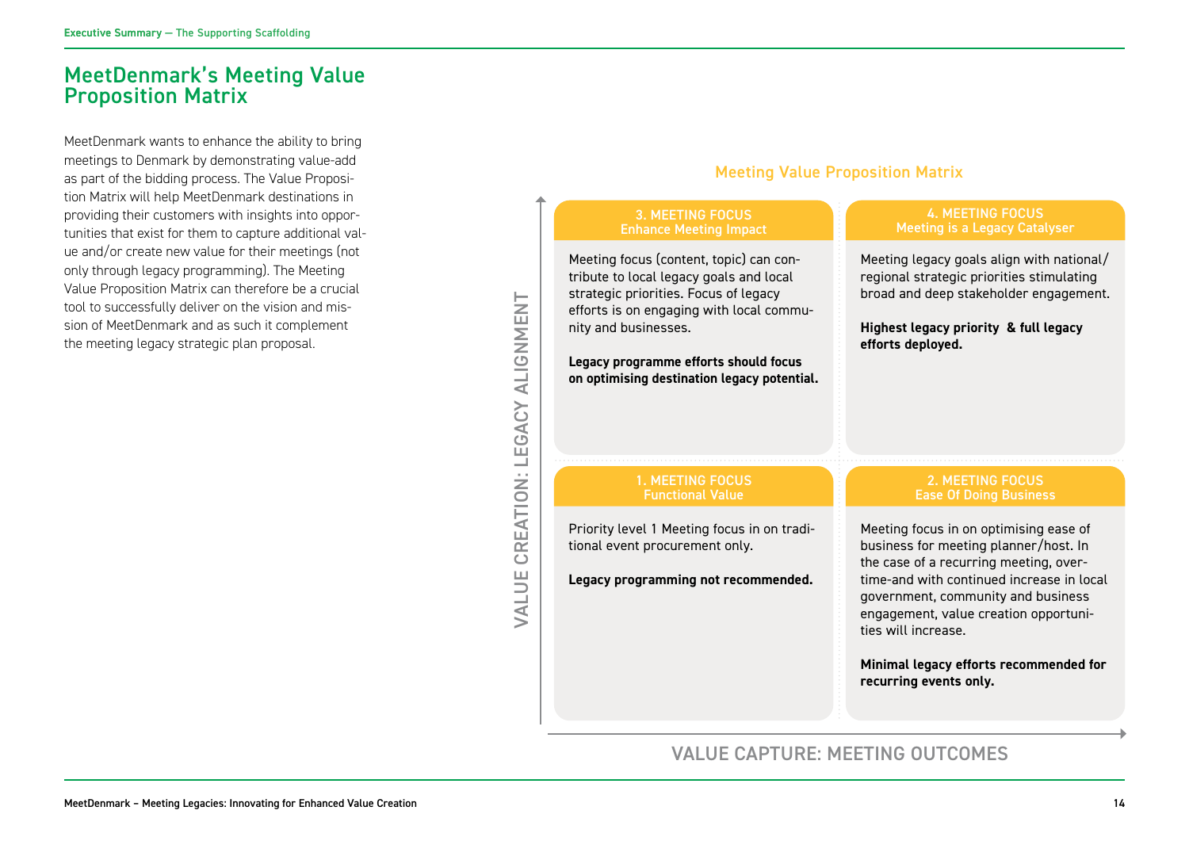## MeetDenmark's Meeting Value Proposition Matrix

MeetDenmark wants to enhance the ability to bring meetings to Denmark by demonstrating value-add as part of the bidding process. The Value Proposition Matrix will help MeetDenmark destinations in providing their customers with insights into opportunities that exist for them to capture additional value and/or create new value for their meetings (not only through legacy programming). The Meeting Value Proposition Matrix can therefore be a crucial tool to successfully deliver on the vision and mission of MeetDenmark and as such it complement the meeting legacy strategic plan proposal.

### Meeting Value Proposition Matrix

*Vertical axis: VALUE CREATION: LEGACY ALIGNMENT*
*Horizontal axis: VALUE CAPTURE: MEETING OUTCOMES*

**3. MEETING FOCUS — Enhance Meeting Impact**

Meeting focus (content, topic) can contribute to local legacy goals and local strategic priorities. Focus of legacy efforts is on engaging with local community and businesses.

**Legacy programme efforts should focus on optimising destination legacy potential.**

**4. MEETING FOCUS — Meeting is a Legacy Catalyser**

Meeting legacy goals align with national/ regional strategic priorities stimulating broad and deep stakeholder engagement.

**Highest legacy priority & full legacy efforts deployed.**

**1. MEETING FOCUS — Functional Value**

Priority level 1 Meeting focus in on traditional event procurement only.

**Legacy programming not recommended.**

**2. MEETING FOCUS — Ease Of Doing Business**

Meeting focus in on optimising ease of business for meeting planner/host. In the case of a recurring meeting, overtime-and with continued increase in local government, community and business engagement, value creation opportunities will increase.

**Minimal legacy efforts recommended for recurring events only.**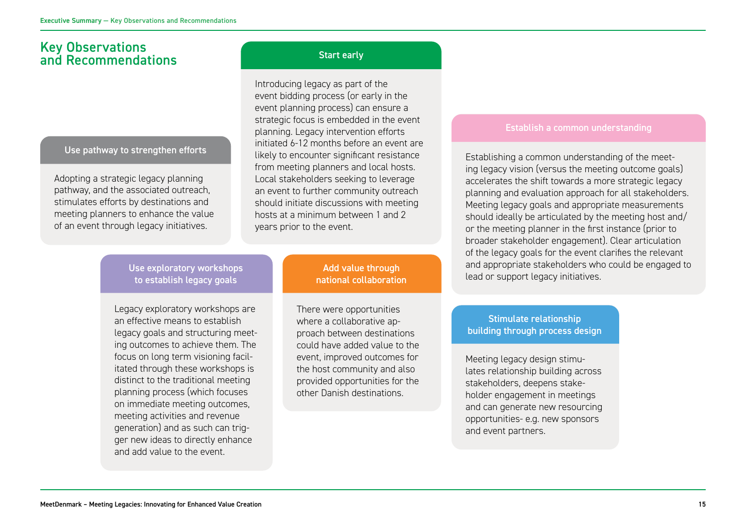# Key Observations and Recommendations

### Use pathway to strengthen efforts

Adopting a strategic legacy planning pathway, and the associated outreach, stimulates efforts by destinations and meeting planners to enhance the value of an event through legacy initiatives.

### Start early

Introducing legacy as part of the event bidding process (or early in the event planning process) can ensure a strategic focus is embedded in the event planning. Legacy intervention efforts initiated 6-12 months before an event are likely to encounter significant resistance from meeting planners and local hosts. Local stakeholders seeking to leverage an event to further community outreach should initiate discussions with meeting hosts at a minimum between 1 and 2 years prior to the event.

### Establish a common understanding

Establishing a common understanding of the meeting legacy vision (versus the meeting outcome goals) accelerates the shift towards a more strategic legacy planning and evaluation approach for all stakeholders. Meeting legacy goals and appropriate measurements should ideally be articulated by the meeting host and/or the meeting planner in the first instance (prior to broader stakeholder engagement). Clear articulation of the legacy goals for the event clarifies the relevant and appropriate stakeholders who could be engaged to lead or support legacy initiatives.

### Use exploratory workshops to establish legacy goals

Legacy exploratory workshops are an effective means to establish legacy goals and structuring meeting outcomes to achieve them. The focus on long term visioning facilitated through these workshops is distinct to the traditional meeting planning process (which focuses on immediate meeting outcomes, meeting activities and revenue generation) and as such can trigger new ideas to directly enhance and add value to the event.

### Add value through national collaboration

There were opportunities where a collaborative approach between destinations could have added value to the event, improved outcomes for the host community and also provided opportunities for the other Danish destinations.

### Stimulate relationship building through process design

Meeting legacy design stimulates relationship building across stakeholders, deepens stakeholder engagement in meetings and can generate new resourcing opportunities- e.g. new sponsors and event partners.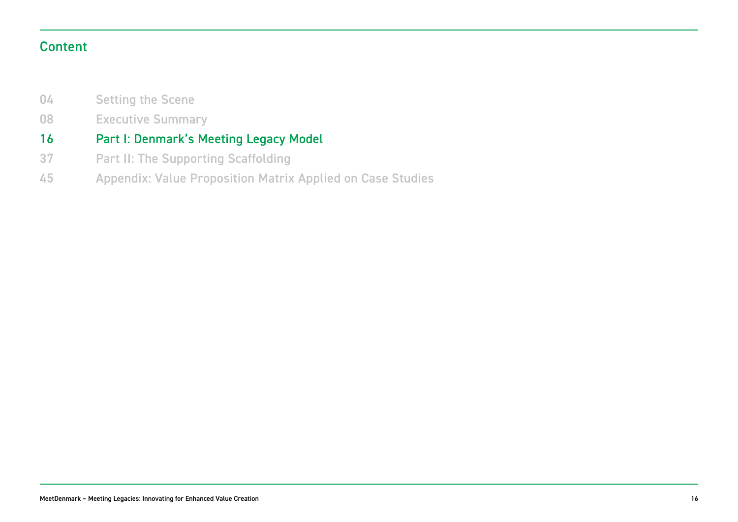## Content

| | |
|---|---|
| 04 | Setting the Scene |
| 08 | Executive Summary |
| 16 | Part I: Denmark's Meeting Legacy Model |
| 37 | Part II: The Supporting Scaffolding |
| 45 | Appendix: Value Proposition Matrix Applied on Case Studies |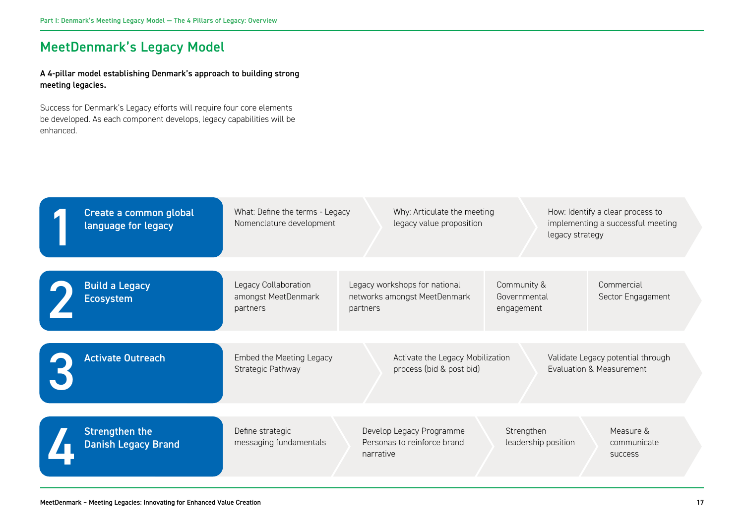## MeetDenmark's Legacy Model

**A 4-pillar model establishing Denmark's approach to building strong meeting legacies.**

Success for Denmark's Legacy efforts will require four core elements be developed. As each component develops, legacy capabilities will be enhanced.

### 1 Create a common global language for legacy

- What: Define the terms - Legacy Nomenclature development
- Why: Articulate the meeting legacy value proposition
- How: Identify a clear process to implementing a successful meeting legacy strategy

### 2 Build a Legacy Ecosystem

- Legacy Collaboration amongst MeetDenmark partners
- Legacy workshops for national networks amongst MeetDenmark partners
- Community & Governmental engagement
- Commercial Sector Engagement

### 3 Activate Outreach

- Embed the Meeting Legacy Strategic Pathway
- Activate the Legacy Mobilization process (bid & post bid)
- Validate Legacy potential through Evaluation & Measurement

### 4 Strengthen the Danish Legacy Brand

- Define strategic messaging fundamentals
- Develop Legacy Programme Personas to reinforce brand narrative
- Strengthen leadership position
- Measure & communicate success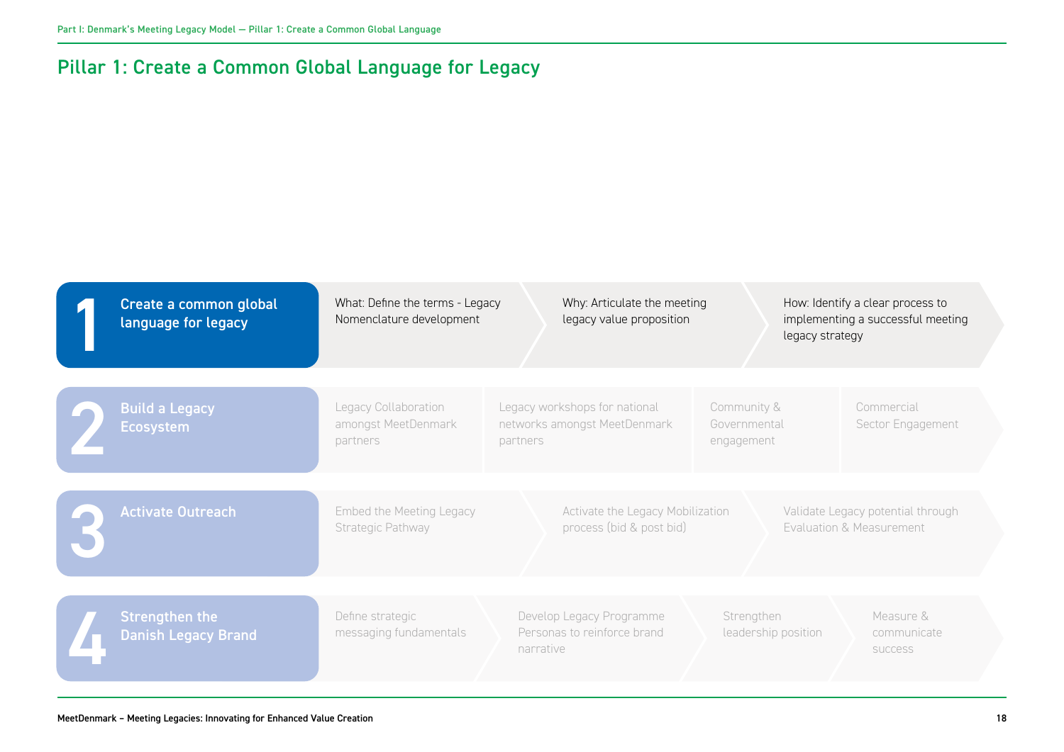# Pillar 1: Create a Common Global Language for Legacy

**1 Create a common global language for legacy**

- What: Define the terms - Legacy Nomenclature development
- Why: Articulate the meeting legacy value proposition
- How: Identify a clear process to implementing a successful meeting legacy strategy

**2 Build a Legacy Ecosystem**

- Legacy Collaboration amongst MeetDenmark partners
- Legacy workshops for national networks amongst MeetDenmark partners
- Community & Governmental engagement
- Commercial Sector Engagement

**3 Activate Outreach**

- Embed the Meeting Legacy Strategic Pathway
- Activate the Legacy Mobilization process (bid & post bid)
- Validate Legacy potential through Evaluation & Measurement

**4 Strengthen the Danish Legacy Brand**

- Define strategic messaging fundamentals
- Develop Legacy Programme Personas to reinforce brand narrative
- Strengthen leadership position
- Measure & communicate success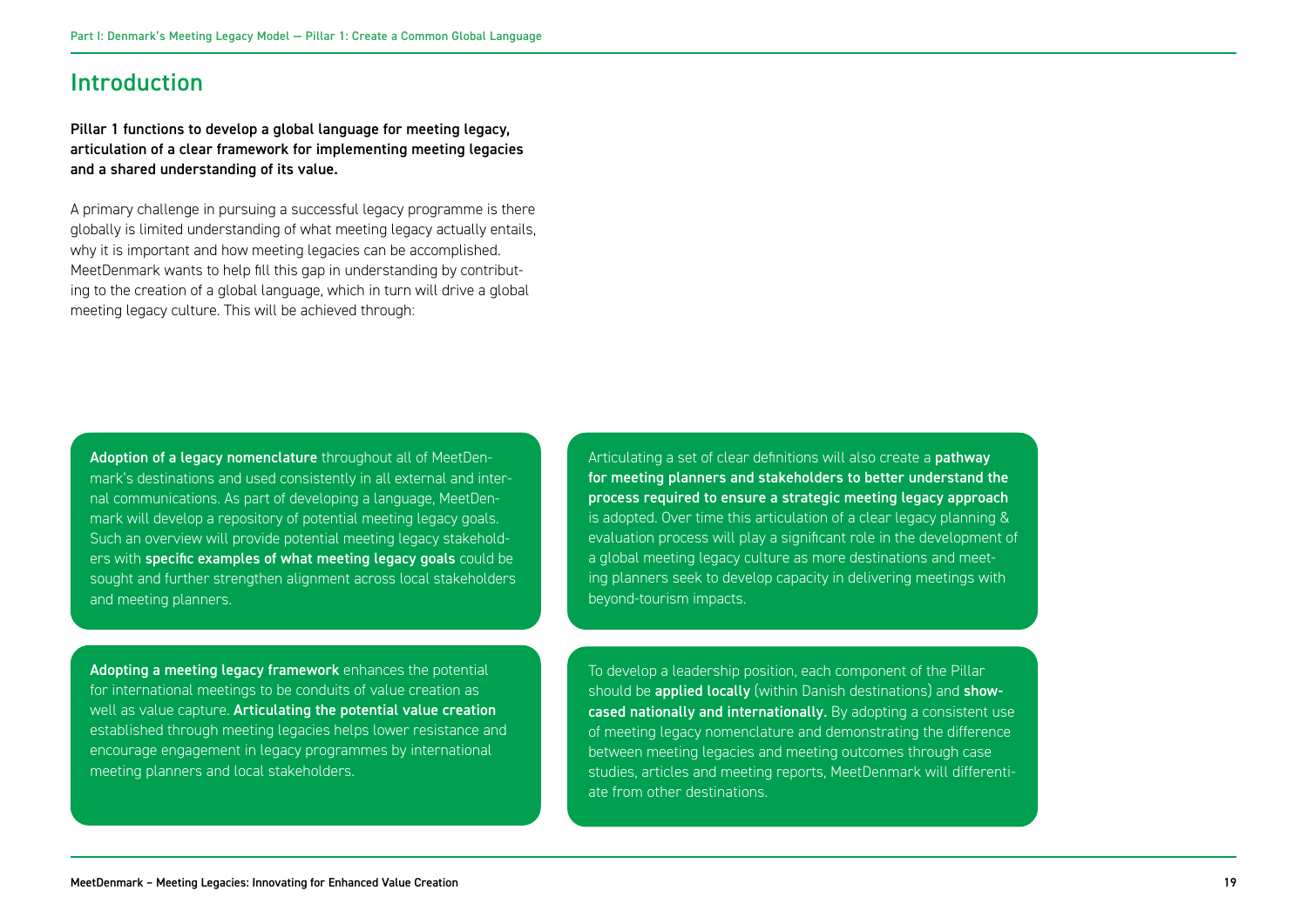## Introduction

**Pillar 1 functions to develop a global language for meeting legacy, articulation of a clear framework for implementing meeting legacies and a shared understanding of its value.**

A primary challenge in pursuing a successful legacy programme is there globally is limited understanding of what meeting legacy actually entails, why it is important and how meeting legacies can be accomplished. MeetDenmark wants to help fill this gap in understanding by contributing to the creation of a global language, which in turn will drive a global meeting legacy culture. This will be achieved through:

**Adoption of a legacy nomenclature** throughout all of MeetDenmark's destinations and used consistently in all external and internal communications. As part of developing a language, MeetDenmark will develop a repository of potential meeting legacy goals. Such an overview will provide potential meeting legacy stakeholders with **specific examples of what meeting legacy goals** could be sought and further strengthen alignment across local stakeholders and meeting planners.

**Adopting a meeting legacy framework** enhances the potential for international meetings to be conduits of value creation as well as value capture. **Articulating the potential value creation** established through meeting legacies helps lower resistance and encourage engagement in legacy programmes by international meeting planners and local stakeholders.

Articulating a set of clear definitions will also create a **pathway for meeting planners and stakeholders to better understand the process required to ensure a strategic meeting legacy approach** is adopted. Over time this articulation of a clear legacy planning & evaluation process will play a significant role in the development of a global meeting legacy culture as more destinations and meeting planners seek to develop capacity in delivering meetings with beyond-tourism impacts.

To develop a leadership position, each component of the Pillar should be **applied locally** (within Danish destinations) and **showcased nationally and internationally.** By adopting a consistent use of meeting legacy nomenclature and demonstrating the difference between meeting legacies and meeting outcomes through case studies, articles and meeting reports, MeetDenmark will differentiate from other destinations.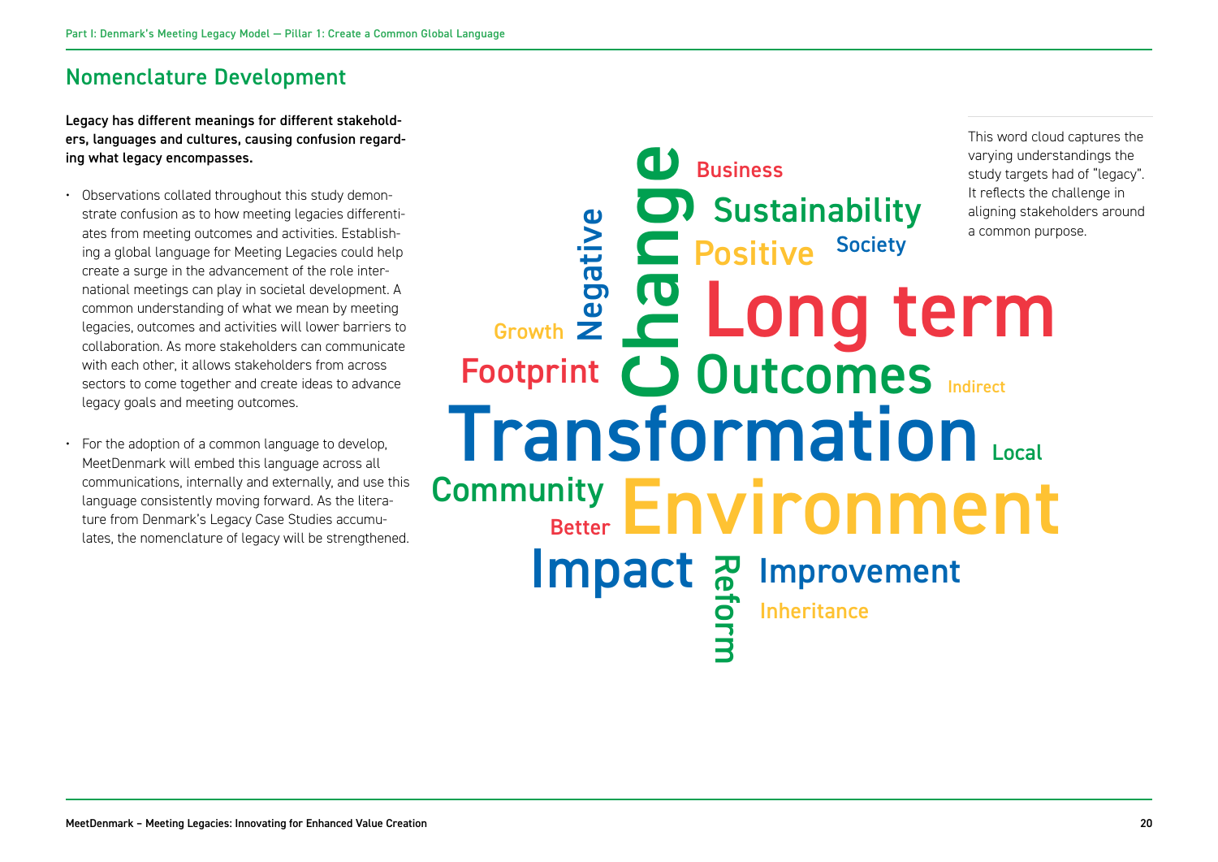## Nomenclature Development

**Legacy has different meanings for different stakeholders, languages and cultures, causing confusion regarding what legacy encompasses.**

- Observations collated throughout this study demonstrate confusion as to how meeting legacies differentiates from meeting outcomes and activities. Establishing a global language for Meeting Legacies could help create a surge in the advancement of the role international meetings can play in societal development. A common understanding of what we mean by meeting legacies, outcomes and activities will lower barriers to collaboration. As more stakeholders can communicate with each other, it allows stakeholders from across sectors to come together and create ideas to advance legacy goals and meeting outcomes.

- For the adoption of a common language to develop, MeetDenmark will embed this language across all communications, internally and externally, and use this language consistently moving forward. As the literature from Denmark's Legacy Case Studies accumulates, the nomenclature of legacy will be strengthened.

Business
Sustainability
Positive
Society
Negative
Change
Growth
Long term
Footprint
Outcomes
Indirect
Transformation
Local
Community
Environment
Better
Impact
Reform
Improvement
Inheritance

This word cloud captures the varying understandings the study targets had of "legacy". It reflects the challenge in aligning stakeholders around a common purpose.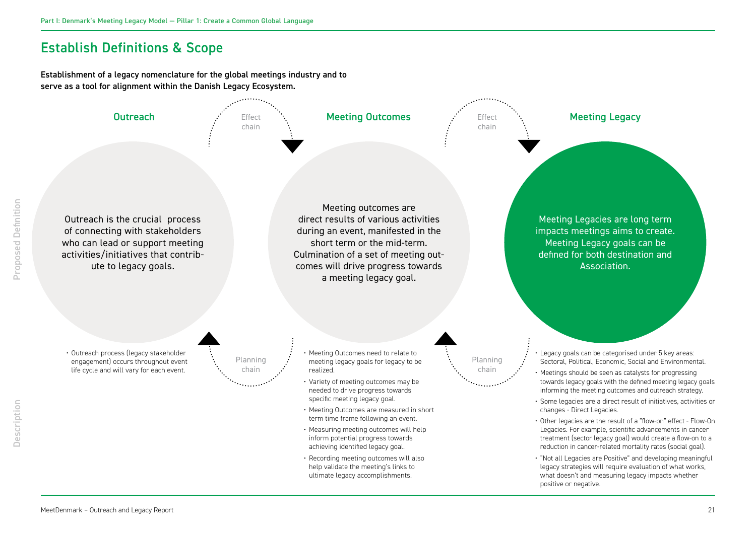# Establish Definitions & Scope

**Establishment of a legacy nomenclature for the global meetings industry and to serve as a tool for alignment within the Danish Legacy Ecosystem.**

## Proposed Definition

### Outreach

Outreach is the crucial process of connecting with stakeholders who can lead or support meeting activities/initiatives that contribute to legacy goals.

### Meeting Outcomes

Meeting outcomes are direct results of various activities during an event, manifested in the short term or the mid-term. Culmination of a set of meeting outcomes will drive progress towards a meeting legacy goal.

### Meeting Legacy

Meeting Legacies are long term impacts meetings aims to create. Meeting Legacy goals can be defined for both destination and Association.

Outreach → Effect chain → Meeting Outcomes → Effect chain → Meeting Legacy

Meeting Legacy → Planning chain → Meeting Outcomes → Planning chain → Outreach

## Description

### Outreach

- Outreach process (legacy stakeholder engagement) occurs throughout event life cycle and will vary for each event.

### Meeting Outcomes

- Meeting Outcomes need to relate to meeting legacy goals for legacy to be realized.
- Variety of meeting outcomes may be needed to drive progress towards specific meeting legacy goal.
- Meeting Outcomes are measured in short term time frame following an event.
- Measuring meeting outcomes will help inform potential progress towards achieving identified legacy goal.
- Recording meeting outcomes will also help validate the meeting's links to ultimate legacy accomplishments.

### Meeting Legacy

- Legacy goals can be categorised under 5 key areas: Sectoral, Political, Economic, Social and Environmental.
- Meetings should be seen as catalysts for progressing towards legacy goals with the defined meeting legacy goals informing the meeting outcomes and outreach strategy.
- Some legacies are a direct result of initiatives, activities or changes - Direct Legacies.
- Other legacies are the result of a "flow-on" effect - Flow-On Legacies. For example, scientific advancements in cancer treatment (sector legacy goal) would create a flow-on to a reduction in cancer-related mortality rates (social goal).
- "Not all Legacies are Positive" and developing meaningful legacy strategies will require evaluation of what works, what doesn't and measuring legacy impacts whether positive or negative.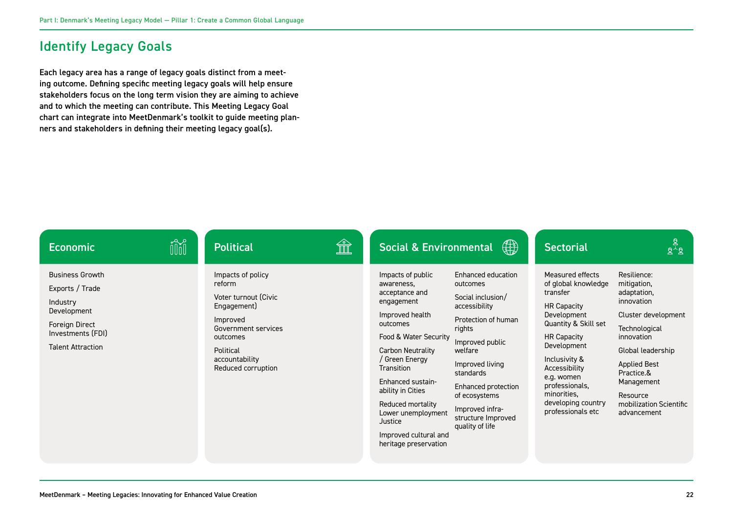## Identify Legacy Goals

**Each legacy area has a range of legacy goals distinct from a meeting outcome. Defining specific meeting legacy goals will help ensure stakeholders focus on the long term vision they are aiming to achieve and to which the meeting can contribute. This Meeting Legacy Goal chart can integrate into MeetDenmark's toolkit to guide meeting planners and stakeholders in defining their meeting legacy goal(s).**

### Economic

- Business Growth
- Exports / Trade
- Industry Development
- Foreign Direct Investments (FDI)
- Talent Attraction

### Political

- Impacts of policy reform
- Voter turnout (Civic Engagement)
- Improved Government services outcomes
- Political accountability Reduced corruption

### Social & Environmental

- Impacts of public awareness, acceptance and engagement
- Improved health outcomes
- Food & Water Security
- Carbon Neutrality / Green Energy Transition
- Enhanced sustainability in Cities
- Reduced mortality Lower unemployment Justice
- Improved cultural and heritage preservation
- Enhanced education outcomes
- Social inclusion/ accessibility
- Protection of human rights
- Improved public welfare
- Improved living standards
- Enhanced protection of ecosystems
- Improved infrastructure Improved quality of life

### Sectorial

- Measured effects of global knowledge transfer
- HR Capacity Development Quantity & Skill set
- HR Capacity Development
- Inclusivity & Accessibility e.g. women professionals, minorities, developing country professionals etc
- Resilience: mitigation, adaptation, innovation
- Cluster development
- Technological innovation
- Global leadership
- Applied Best Practice.& Management
- Resource mobilization Scientific advancement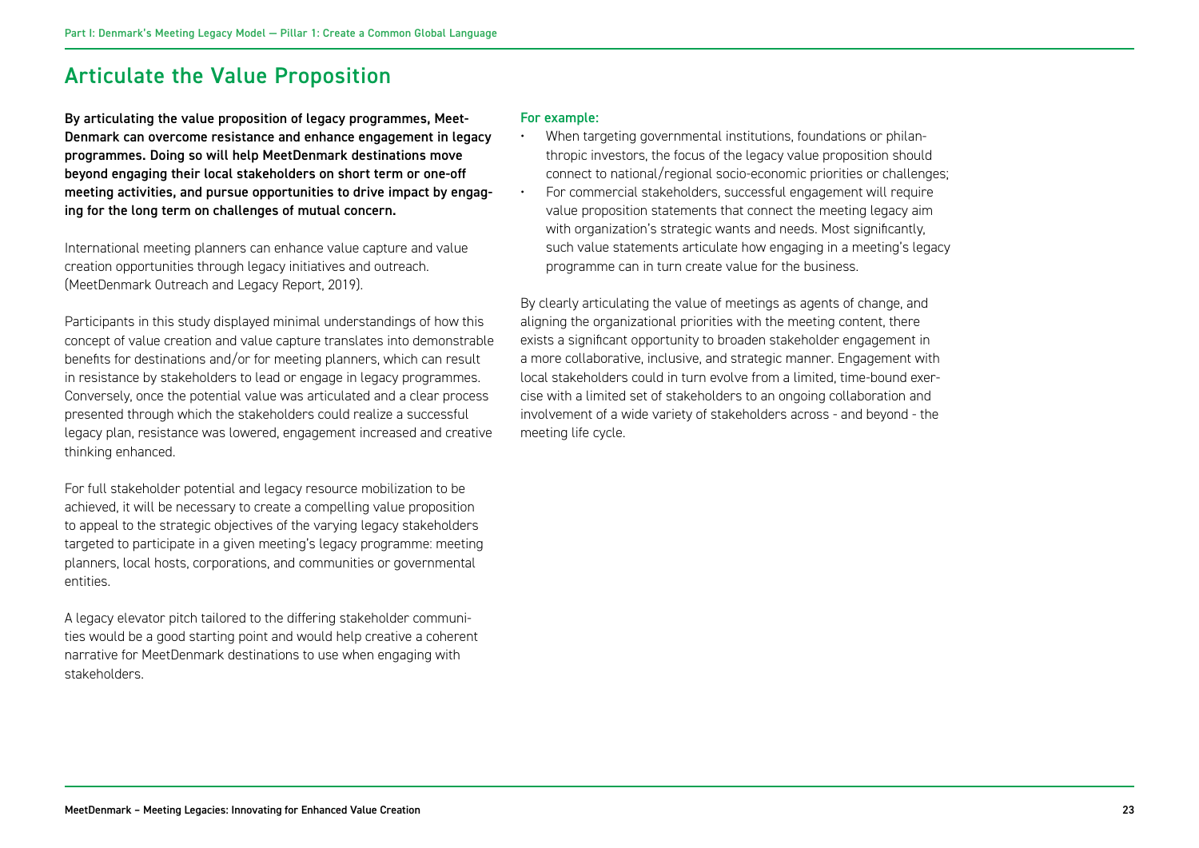# Articulate the Value Proposition

**By articulating the value proposition of legacy programmes, MeetDenmark can overcome resistance and enhance engagement in legacy programmes. Doing so will help MeetDenmark destinations move beyond engaging their local stakeholders on short term or one-off meeting activities, and pursue opportunities to drive impact by engaging for the long term on challenges of mutual concern.**

International meeting planners can enhance value capture and value creation opportunities through legacy initiatives and outreach. (MeetDenmark Outreach and Legacy Report, 2019).

Participants in this study displayed minimal understandings of how this concept of value creation and value capture translates into demonstrable benefits for destinations and/or for meeting planners, which can result in resistance by stakeholders to lead or engage in legacy programmes. Conversely, once the potential value was articulated and a clear process presented through which the stakeholders could realize a successful legacy plan, resistance was lowered, engagement increased and creative thinking enhanced.

For full stakeholder potential and legacy resource mobilization to be achieved, it will be necessary to create a compelling value proposition to appeal to the strategic objectives of the varying legacy stakeholders targeted to participate in a given meeting's legacy programme: meeting planners, local hosts, corporations, and communities or governmental entities.

A legacy elevator pitch tailored to the differing stakeholder communities would be a good starting point and would help creative a coherent narrative for MeetDenmark destinations to use when engaging with stakeholders.

For example:

- When targeting governmental institutions, foundations or philanthropic investors, the focus of the legacy value proposition should connect to national/regional socio-economic priorities or challenges;
- For commercial stakeholders, successful engagement will require value proposition statements that connect the meeting legacy aim with organization's strategic wants and needs. Most significantly, such value statements articulate how engaging in a meeting's legacy programme can in turn create value for the business.

By clearly articulating the value of meetings as agents of change, and aligning the organizational priorities with the meeting content, there exists a significant opportunity to broaden stakeholder engagement in a more collaborative, inclusive, and strategic manner. Engagement with local stakeholders could in turn evolve from a limited, time-bound exercise with a limited set of stakeholders to an ongoing collaboration and involvement of a wide variety of stakeholders across - and beyond - the meeting life cycle.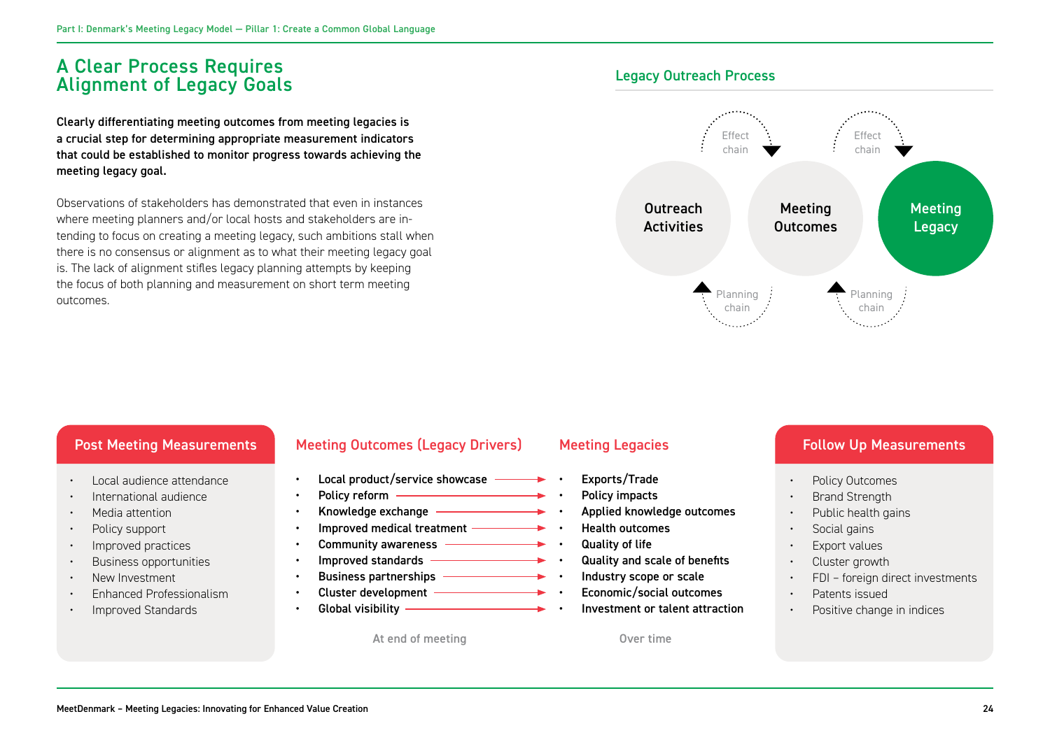# A Clear Process Requires Alignment of Legacy Goals

**Clearly differentiating meeting outcomes from meeting legacies is a crucial step for determining appropriate measurement indicators that could be established to monitor progress towards achieving the meeting legacy goal.**

Observations of stakeholders has demonstrated that even in instances where meeting planners and/or local hosts and stakeholders are intending to focus on creating a meeting legacy, such ambitions stall when there is no consensus or alignment as to what their meeting legacy goal is. The lack of alignment stifles legacy planning attempts by keeping the focus of both planning and measurement on short term meeting outcomes.

## Legacy Outreach Process

Outreach Activities → Meeting Outcomes → Meeting Legacy

- Effect chain (Outreach Activities → Meeting Outcomes; Meeting Outcomes → Meeting Legacy)
- Planning chain (Meeting Outcomes → Outreach Activities; Meeting Legacy → Meeting Outcomes)

## Post Meeting Measurements

- Local audience attendance
- International audience
- Media attention
- Policy support
- Improved practices
- Business opportunities
- New Investment
- Enhanced Professionalism
- Improved Standards

## Meeting Outcomes (Legacy Drivers) → Meeting Legacies

| Meeting Outcomes (Legacy Drivers) | Meeting Legacies |
|---|---|
| Local product/service showcase | Exports/Trade |
| Policy reform | Policy impacts |
| Knowledge exchange | Applied knowledge outcomes |
| Improved medical treatment | Health outcomes |
| Community awareness | Quality of life |
| Improved standards | Quality and scale of benefits |
| Business partnerships | Industry scope or scale |
| Cluster development | Economic/social outcomes |
| Global visibility | Investment or talent attraction |
| At end of meeting | Over time |

## Follow Up Measurements

- Policy Outcomes
- Brand Strength
- Public health gains
- Social gains
- Export values
- Cluster growth
- FDI – foreign direct investments
- Patents issued
- Positive change in indices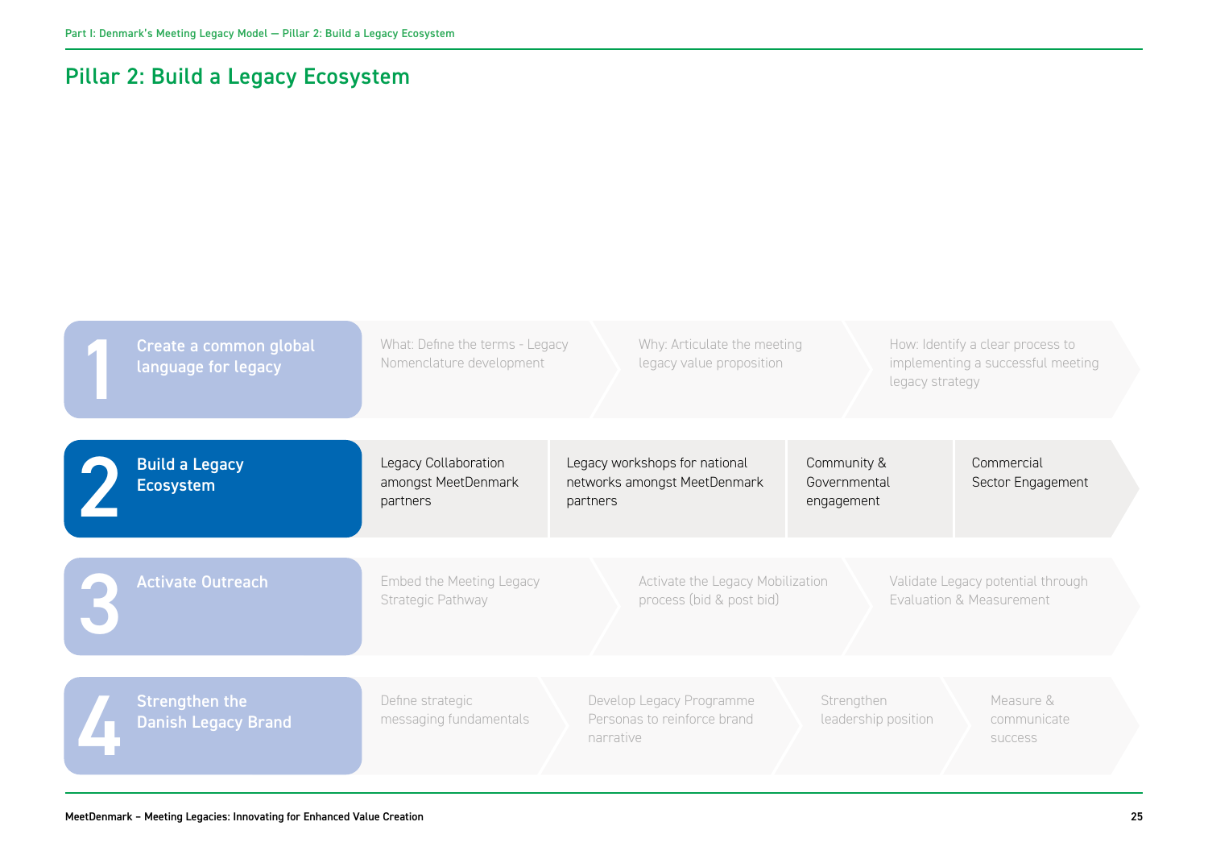# Pillar 2: Build a Legacy Ecosystem

**1 Create a common global language for legacy**

- What: Define the terms - Legacy Nomenclature development
- Why: Articulate the meeting legacy value proposition
- How: Identify a clear process to implementing a successful meeting legacy strategy

**2 Build a Legacy Ecosystem**

- Legacy Collaboration amongst MeetDenmark partners
- Legacy workshops for national networks amongst MeetDenmark partners
- Community & Governmental engagement
- Commercial Sector Engagement

**3 Activate Outreach**

- Embed the Meeting Legacy Strategic Pathway
- Activate the Legacy Mobilization process (bid & post bid)
- Validate Legacy potential through Evaluation & Measurement

**4 Strengthen the Danish Legacy Brand**

- Define strategic messaging fundamentals
- Develop Legacy Programme Personas to reinforce brand narrative
- Strengthen leadership position
- Measure & communicate success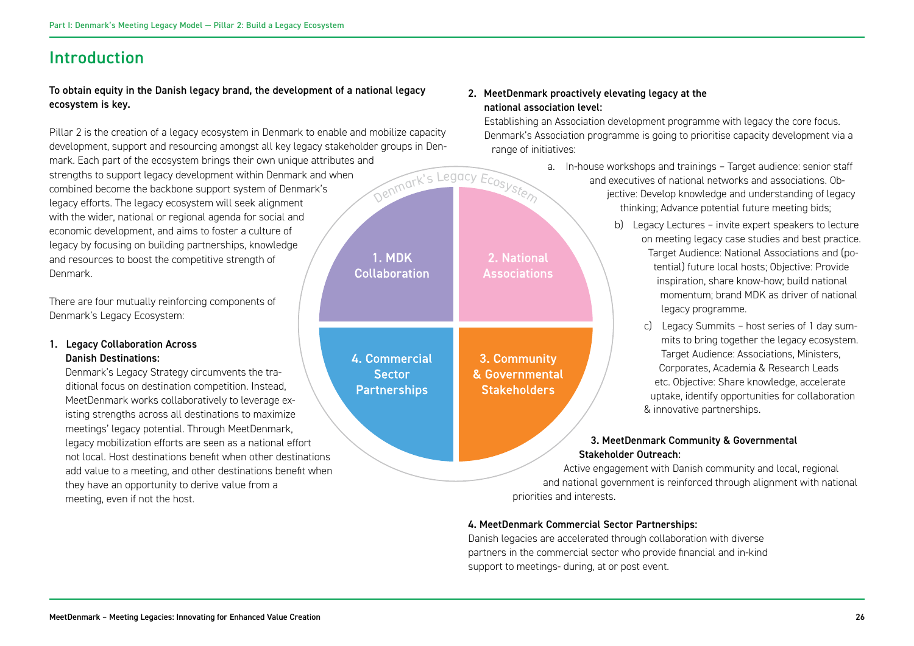## Introduction

**To obtain equity in the Danish legacy brand, the development of a national legacy ecosystem is key.**

Pillar 2 is the creation of a legacy ecosystem in Denmark to enable and mobilize capacity development, support and resourcing amongst all key legacy stakeholder groups in Denmark. Each part of the ecosystem brings their own unique attributes and strengths to support legacy development within Denmark and when combined become the backbone support system of Denmark's legacy efforts. The legacy ecosystem will seek alignment with the wider, national or regional agenda for social and economic development, and aims to foster a culture of legacy by focusing on building partnerships, knowledge and resources to boost the competitive strength of Denmark.

There are four mutually reinforcing components of Denmark's Legacy Ecosystem:

Denmark's Legacy Ecosystem

- 1. MDK Collaboration
- 2. National Associations
- 3. Community & Governmental Stakeholders
- 4. Commercial Sector Partnerships

1. **Legacy Collaboration Across Danish Destinations:**
   Denmark's Legacy Strategy circumvents the traditional focus on destination competition. Instead, MeetDenmark works collaboratively to leverage existing strengths across all destinations to maximize meetings' legacy potential. Through MeetDenmark, legacy mobilization efforts are seen as a national effort not local. Host destinations benefit when other destinations add value to a meeting, and other destinations benefit when they have an opportunity to derive value from a meeting, even if not the host.

2. **MeetDenmark proactively elevating legacy at the national association level:**
   Establishing an Association development programme with legacy the core focus. Denmark's Association programme is going to prioritise capacity development via a range of initiatives:
   a. In-house workshops and trainings – Target audience: senior staff and executives of national networks and associations. Objective: Develop knowledge and understanding of legacy thinking; Advance potential future meeting bids;
   b) Legacy Lectures – invite expert speakers to lecture on meeting legacy case studies and best practice. Target Audience: National Associations and (potential) future local hosts; Objective: Provide inspiration, share know-how; build national momentum; brand MDK as driver of national legacy programme.
   c) Legacy Summits – host series of 1 day summits to bring together the legacy ecosystem. Target Audience: Associations, Ministers, Corporates, Academia & Research Leads etc. Objective: Share knowledge, accelerate uptake, identify opportunities for collaboration & innovative partnerships.

3. **MeetDenmark Community & Governmental Stakeholder Outreach:**
   Active engagement with Danish community and local, regional and national government is reinforced through alignment with national priorities and interests.

4. **MeetDenmark Commercial Sector Partnerships:**
   Danish legacies are accelerated through collaboration with diverse partners in the commercial sector who provide financial and in-kind support to meetings- during, at or post event.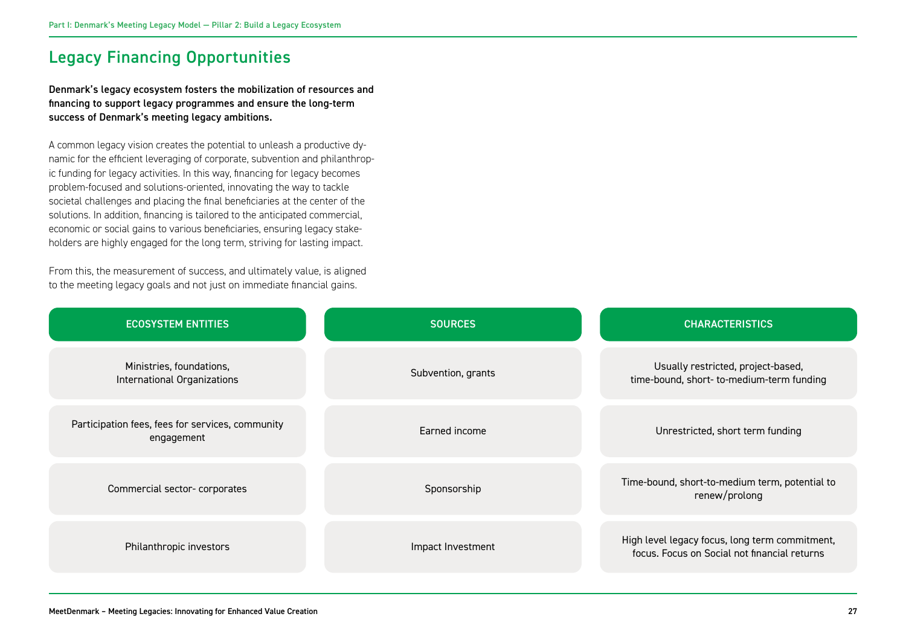## Legacy Financing Opportunities

**Denmark's legacy ecosystem fosters the mobilization of resources and financing to support legacy programmes and ensure the long-term success of Denmark's meeting legacy ambitions.**

A common legacy vision creates the potential to unleash a productive dynamic for the efficient leveraging of corporate, subvention and philanthropic funding for legacy activities. In this way, financing for legacy becomes problem-focused and solutions-oriented, innovating the way to tackle societal challenges and placing the final beneficiaries at the center of the solutions. In addition, financing is tailored to the anticipated commercial, economic or social gains to various beneficiaries, ensuring legacy stakeholders are highly engaged for the long term, striving for lasting impact.

From this, the measurement of success, and ultimately value, is aligned to the meeting legacy goals and not just on immediate financial gains.

| ECOSYSTEM ENTITIES | SOURCES | CHARACTERISTICS |
|---|---|---|
| Ministries, foundations, International Organizations | Subvention, grants | Usually restricted, project-based, time-bound, short- to-medium-term funding |
| Participation fees, fees for services, community engagement | Earned income | Unrestricted, short term funding |
| Commercial sector- corporates | Sponsorship | Time-bound, short-to-medium term, potential to renew/prolong |
| Philanthropic investors | Impact Investment | High level legacy focus, long term commitment, focus. Focus on Social not financial returns |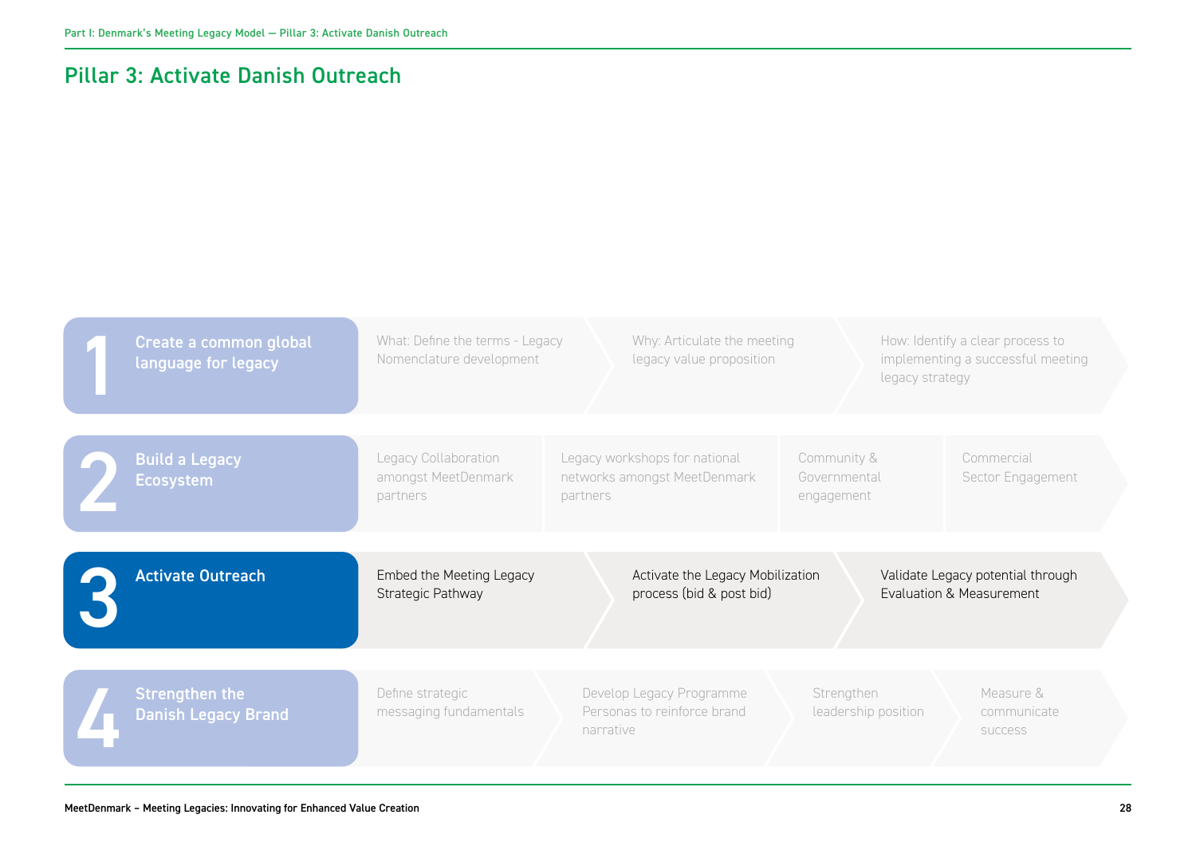## Pillar 3: Activate Danish Outreach

**1 Create a common global language for legacy**

- What: Define the terms - Legacy Nomenclature development
- Why: Articulate the meeting legacy value proposition
- How: Identify a clear process to implementing a successful meeting legacy strategy

**2 Build a Legacy Ecosystem**

- Legacy Collaboration amongst MeetDenmark partners
- Legacy workshops for national networks amongst MeetDenmark partners
- Community & Governmental engagement
- Commercial Sector Engagement

**3 Activate Outreach**

- Embed the Meeting Legacy Strategic Pathway
- Activate the Legacy Mobilization process (bid & post bid)
- Validate Legacy potential through Evaluation & Measurement

**4 Strengthen the Danish Legacy Brand**

- Define strategic messaging fundamentals
- Develop Legacy Programme Personas to reinforce brand narrative
- Strengthen leadership position
- Measure & communicate success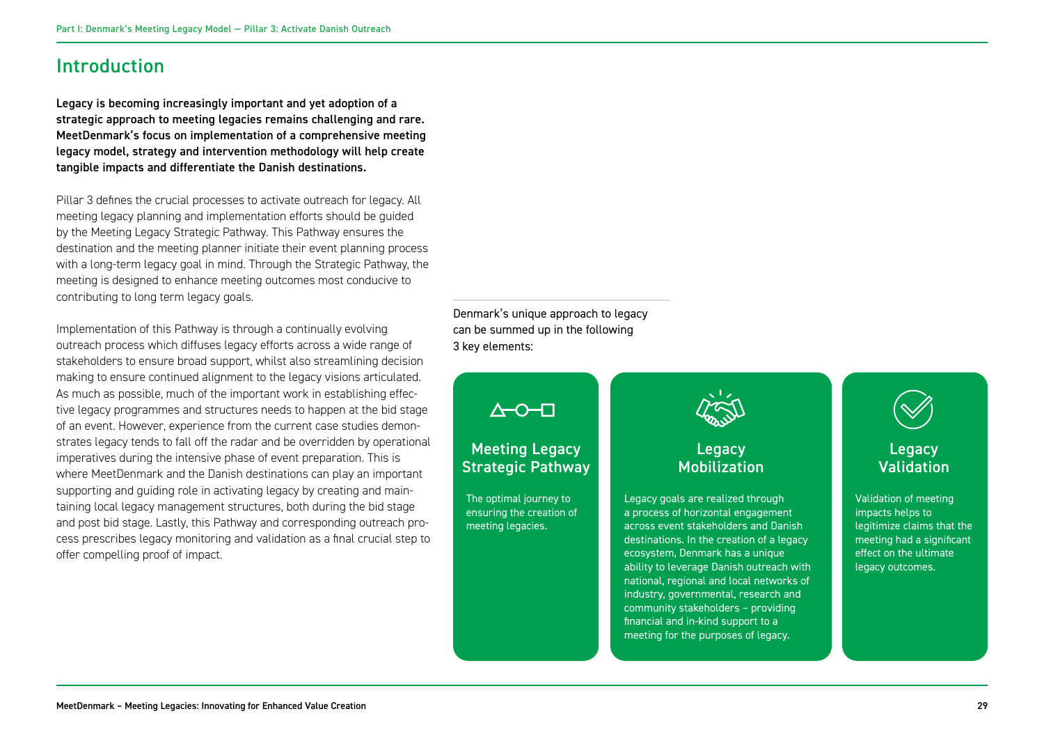## Introduction

**Legacy is becoming increasingly important and yet adoption of a strategic approach to meeting legacies remains challenging and rare. MeetDenmark's focus on implementation of a comprehensive meeting legacy model, strategy and intervention methodology will help create tangible impacts and differentiate the Danish destinations.**

Pillar 3 defines the crucial processes to activate outreach for legacy. All meeting legacy planning and implementation efforts should be guided by the Meeting Legacy Strategic Pathway. This Pathway ensures the destination and the meeting planner initiate their event planning process with a long-term legacy goal in mind. Through the Strategic Pathway, the meeting is designed to enhance meeting outcomes most conducive to contributing to long term legacy goals.

Implementation of this Pathway is through a continually evolving outreach process which diffuses legacy efforts across a wide range of stakeholders to ensure broad support, whilst also streamlining decision making to ensure continued alignment to the legacy visions articulated. As much as possible, much of the important work in establishing effective legacy programmes and structures needs to happen at the bid stage of an event. However, experience from the current case studies demonstrates legacy tends to fall off the radar and be overridden by operational imperatives during the intensive phase of event preparation. This is where MeetDenmark and the Danish destinations can play an important supporting and guiding role in activating legacy by creating and maintaining local legacy management structures, both during the bid stage and post bid stage. Lastly, this Pathway and corresponding outreach process prescribes legacy monitoring and validation as a final crucial step to offer compelling proof of impact.

Denmark's unique approach to legacy can be summed up in the following 3 key elements:

### Meeting Legacy Strategic Pathway

The optimal journey to ensuring the creation of meeting legacies.

### Legacy Mobilization

Legacy goals are realized through a process of horizontal engagement across event stakeholders and Danish destinations. In the creation of a legacy ecosystem, Denmark has a unique ability to leverage Danish outreach with national, regional and local networks of industry, governmental, research and community stakeholders – providing financial and in-kind support to a meeting for the purposes of legacy.

### Legacy Validation

Validation of meeting impacts helps to legitimize claims that the meeting had a significant effect on the ultimate legacy outcomes.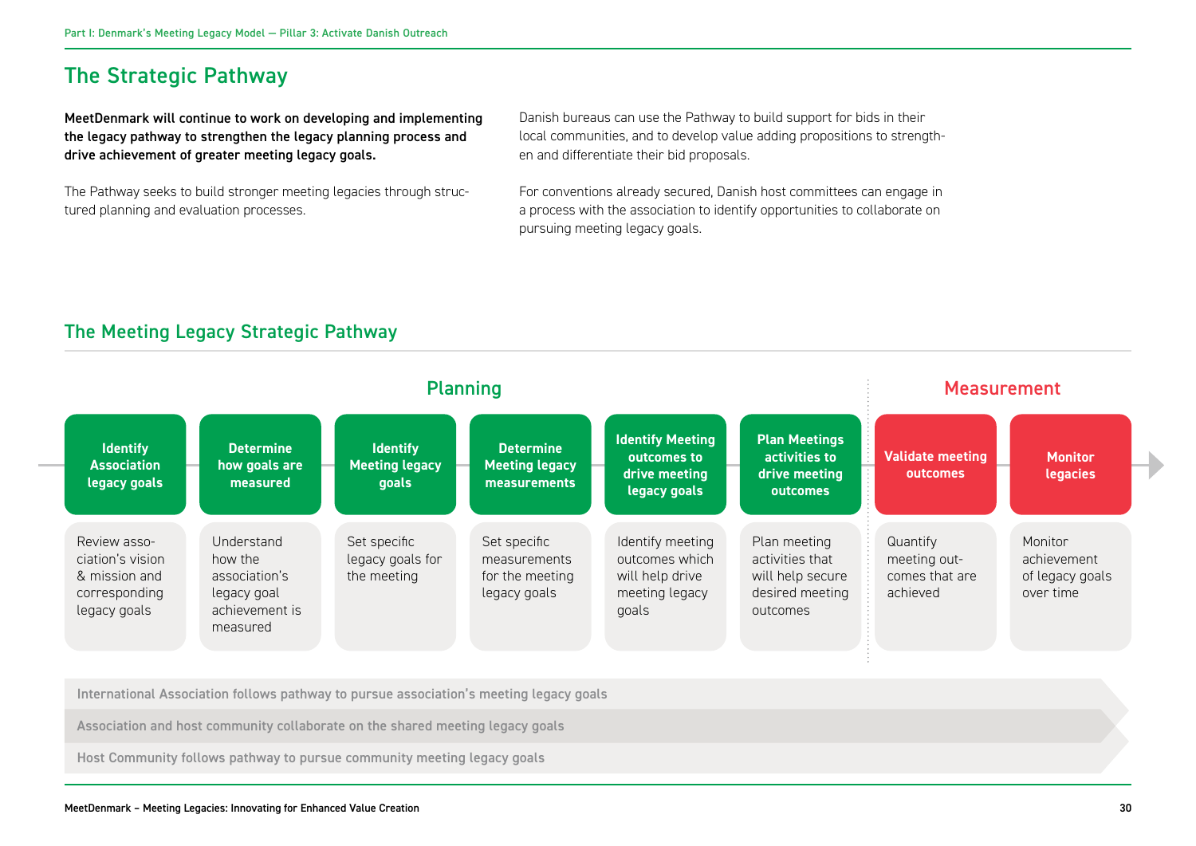## The Strategic Pathway

**MeetDenmark will continue to work on developing and implementing the legacy pathway to strengthen the legacy planning process and drive achievement of greater meeting legacy goals.**

The Pathway seeks to build stronger meeting legacies through structured planning and evaluation processes.

Danish bureaus can use the Pathway to build support for bids in their local communities, and to develop value adding propositions to strengthen and differentiate their bid proposals.

For conventions already secured, Danish host committees can engage in a process with the association to identify opportunities to collaborate on pursuing meeting legacy goals.

### The Meeting Legacy Strategic Pathway

| Planning | | | | | | Measurement | |
|---|---|---|---|---|---|---|---|
| **Identify Association legacy goals** | **Determine how goals are measured** | **Identify Meeting legacy goals** | **Determine Meeting legacy measurements** | **Identify Meeting outcomes to drive meeting legacy goals** | **Plan Meetings activities to drive meeting outcomes** | **Validate meeting outcomes** | **Monitor legacies** |
| Review association's vision & mission and corresponding legacy goals | Understand how the association's legacy goal achievement is measured | Set specific legacy goals for the meeting | Set specific measurements for the meeting legacy goals | Identify meeting outcomes which will help drive meeting legacy goals | Plan meeting activities that will help secure desired meeting outcomes | Quantify meeting outcomes that are achieved | Monitor achievement of legacy goals over time |

- International Association follows pathway to pursue association's meeting legacy goals
- Association and host community collaborate on the shared meeting legacy goals
- Host Community follows pathway to pursue community meeting legacy goals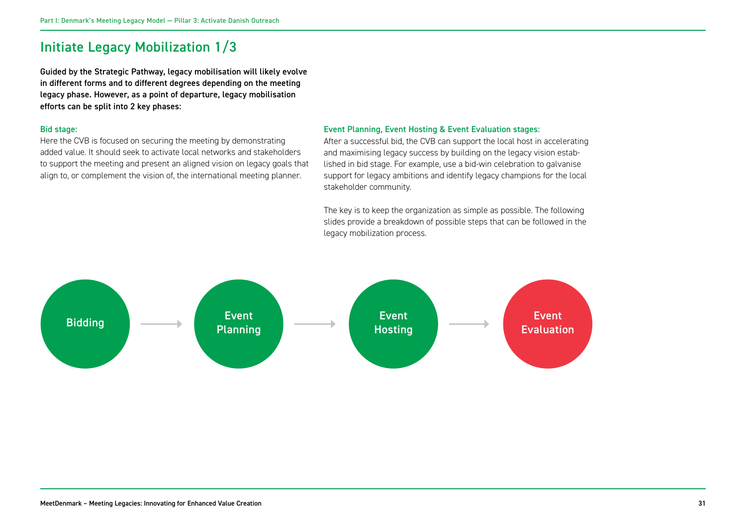# Initiate Legacy Mobilization 1/3

**Guided by the Strategic Pathway, legacy mobilisation will likely evolve in different forms and to different degrees depending on the meeting legacy phase. However, as a point of departure, legacy mobilisation efforts can be split into 2 key phases:**

### Bid stage:

Here the CVB is focused on securing the meeting by demonstrating added value. It should seek to activate local networks and stakeholders to support the meeting and present an aligned vision on legacy goals that align to, or complement the vision of, the international meeting planner.

### Event Planning, Event Hosting & Event Evaluation stages:

After a successful bid, the CVB can support the local host in accelerating and maximising legacy success by building on the legacy vision established in bid stage. For example, use a bid-win celebration to galvanise support for legacy ambitions and identify legacy champions for the local stakeholder community.

The key is to keep the organization as simple as possible. The following slides provide a breakdown of possible steps that can be followed in the legacy mobilization process.

Bidding → Event Planning → Event Hosting → Event Evaluation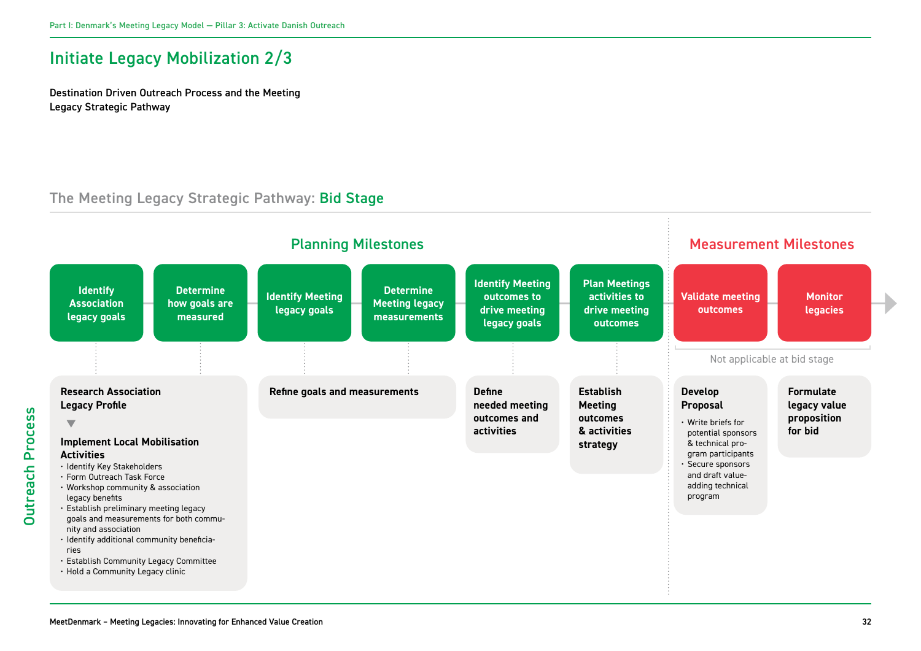# Initiate Legacy Mobilization 2/3

**Destination Driven Outreach Process and the Meeting Legacy Strategic Pathway**

## The Meeting Legacy Strategic Pathway: Bid Stage

### Planning Milestones

1. Identify Association legacy goals
2. Determine how goals are measured
3. Identify Meeting legacy goals
4. Determine Meeting legacy measurements
5. Identify Meeting outcomes to drive meeting legacy goals
6. Plan Meetings activities to drive meeting outcomes

### Measurement Milestones

7. Validate meeting outcomes
8. Monitor legacies

Not applicable at bid stage

### Outreach Process

**Research Association Legacy Profile**

▼

**Implement Local Mobilisation Activities**

- Identify Key Stakeholders
- Form Outreach Task Force
- Workshop community & association legacy benefits
- Establish preliminary meeting legacy goals and measurements for both community and association
- Identify additional community beneficiaries
- Establish Community Legacy Committee
- Hold a Community Legacy clinic

**Refine goals and measurements**

**Define needed meeting outcomes and activities**

**Establish Meeting outcomes & activities strategy**

**Develop Proposal**

- Write briefs for potential sponsors & technical program participants
- Secure sponsors and draft value-adding technical program

**Formulate legacy value proposition for bid**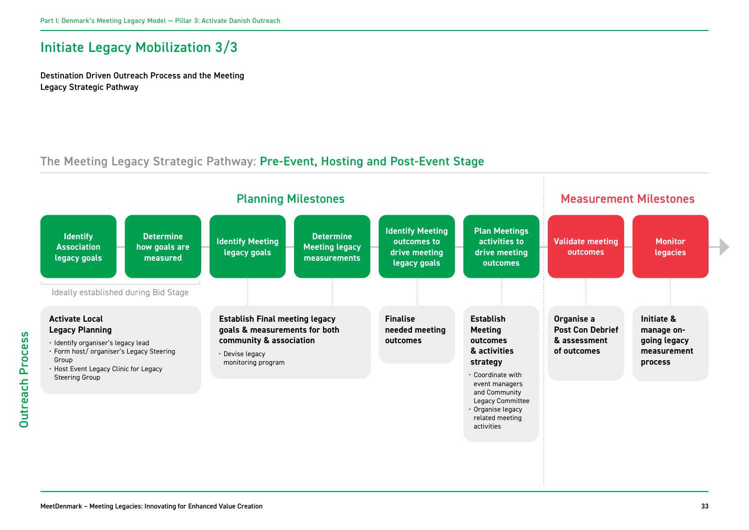# Initiate Legacy Mobilization 3/3

**Destination Driven Outreach Process and the Meeting Legacy Strategic Pathway**

## The Meeting Legacy Strategic Pathway: Pre-Event, Hosting and Post-Event Stage

### Planning Milestones

1. **Identify Association legacy goals**
2. **Determine how goals are measured**

Ideally established during Bid Stage

3. **Identify Meeting legacy goals**
4. **Determine Meeting legacy measurements**
5. **Identify Meeting outcomes to drive meeting legacy goals**
6. **Plan Meetings activities to drive meeting outcomes**

### Measurement Milestones

7. **Validate meeting outcomes**
8. **Monitor legacies**

### Outreach Process

**Activate Local Legacy Planning** (Identify Association legacy goals; Determine how goals are measured)
- Identify organiser's legacy lead
- Form host/ organiser's Legacy Steering Group
- Host Event Legacy Clinic for Legacy Steering Group

**Establish Final meeting legacy goals & measurements for both community & association** (Identify Meeting legacy goals; Determine Meeting legacy measurements)
- Devise legacy monitoring program

**Finalise needed meeting outcomes** (Identify Meeting outcomes to drive meeting legacy goals)

**Establish Meeting outcomes & activities strategy** (Plan Meetings activities to drive meeting outcomes)
- Coordinate with event managers and Community Legacy Committee
- Organise legacy related meeting activities

**Organise a Post Con Debrief & assessment of outcomes** (Validate meeting outcomes)

**Initiate & manage on-going legacy measurement process** (Monitor legacies)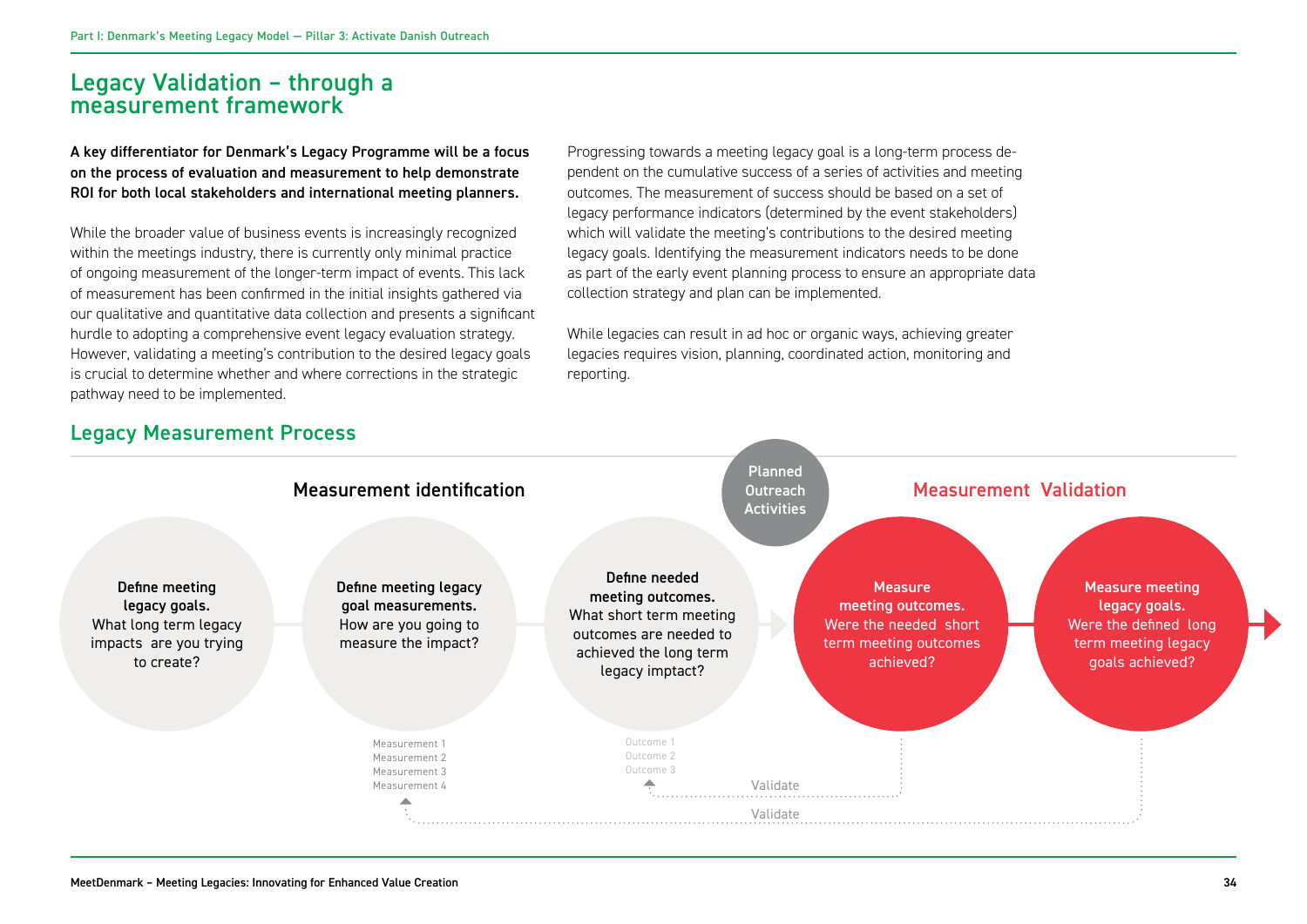## Legacy Validation – through a measurement framework

**A key differentiator for Denmark's Legacy Programme will be a focus on the process of evaluation and measurement to help demonstrate ROI for both local stakeholders and international meeting planners.**

While the broader value of business events is increasingly recognized within the meetings industry, there is currently only minimal practice of ongoing measurement of the longer-term impact of events. This lack of measurement has been confirmed in the initial insights gathered via our qualitative and quantitative data collection and presents a significant hurdle to adopting a comprehensive event legacy evaluation strategy. However, validating a meeting's contribution to the desired legacy goals is crucial to determine whether and where corrections in the strategic pathway need to be implemented.

Progressing towards a meeting legacy goal is a long-term process dependent on the cumulative success of a series of activities and meeting outcomes. The measurement of success should be based on a set of legacy performance indicators (determined by the event stakeholders) which will validate the meeting's contributions to the desired meeting legacy goals. Identifying the measurement indicators needs to be done as part of the early event planning process to ensure an appropriate data collection strategy and plan can be implemented.

While legacies can result in ad hoc or organic ways, achieving greater legacies requires vision, planning, coordinated action, monitoring and reporting.

## Legacy Measurement Process

**Measurement identification**

- **Define meeting legacy goals.** What long term legacy impacts are you trying to create?
- **Define meeting legacy goal measurements.** How are you going to measure the impact?
  - Measurement 1
  - Measurement 2
  - Measurement 3
  - Measurement 4
- **Define needed meeting outcomes.** What short term meeting outcomes are needed to achieved the long term legacy imptact?
  - Outcome 1
  - Outcome 2
  - Outcome 3

**Planned Outreach Activities**

**Measurement Validation**

- **Measure meeting outcomes.** Were the needed short term meeting outcomes achieved? (Validate → Outcomes)
- **Measure meeting legacy goals.** Were the defined long term meeting legacy goals achieved? (Validate → Measurements)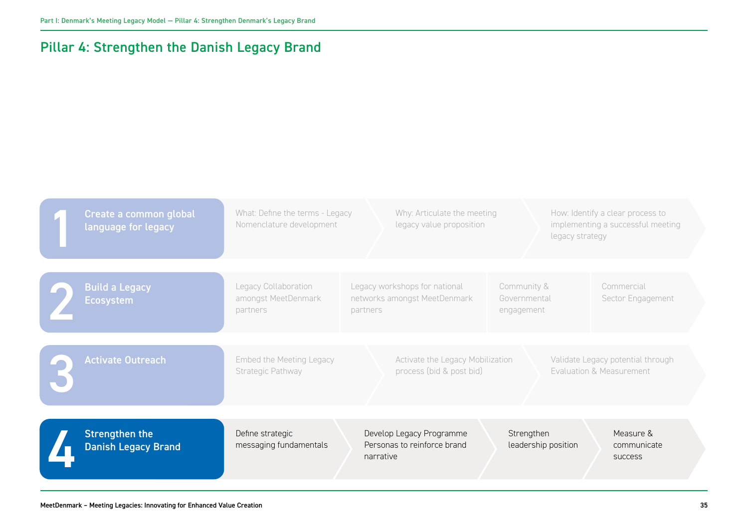## Pillar 4: Strengthen the Danish Legacy Brand

**1 Create a common global language for legacy**

- What: Define the terms - Legacy Nomenclature development
- Why: Articulate the meeting legacy value proposition
- How: Identify a clear process to implementing a successful meeting legacy strategy

**2 Build a Legacy Ecosystem**

- Legacy Collaboration amongst MeetDenmark partners
- Legacy workshops for national networks amongst MeetDenmark partners
- Community & Governmental engagement
- Commercial Sector Engagement

**3 Activate Outreach**

- Embed the Meeting Legacy Strategic Pathway
- Activate the Legacy Mobilization process (bid & post bid)
- Validate Legacy potential through Evaluation & Measurement

**4 Strengthen the Danish Legacy Brand**

- Define strategic messaging fundamentals
- Develop Legacy Programme Personas to reinforce brand narrative
- Strengthen leadership position
- Measure & communicate success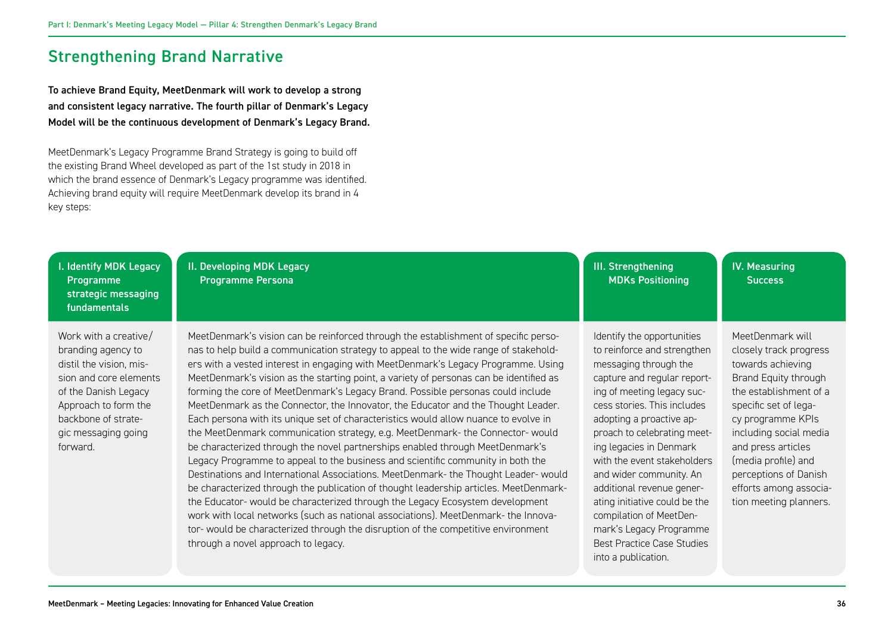## Strengthening Brand Narrative

**To achieve Brand Equity, MeetDenmark will work to develop a strong and consistent legacy narrative. The fourth pillar of Denmark's Legacy Model will be the continuous development of Denmark's Legacy Brand.**

MeetDenmark's Legacy Programme Brand Strategy is going to build off the existing Brand Wheel developed as part of the 1st study in 2018 in which the brand essence of Denmark's Legacy programme was identified. Achieving brand equity will require MeetDenmark develop its brand in 4 key steps:

| I. Identify MDK Legacy Programme strategic messaging fundamentals | II. Developing MDK Legacy Programme Persona | III. Strengthening MDKs Positioning | IV. Measuring Success |
|---|---|---|---|
| Work with a creative/branding agency to distil the vision, mission and core elements of the Danish Legacy Approach to form the backbone of strategic messaging going forward. | MeetDenmark's vision can be reinforced through the establishment of specific personas to help build a communication strategy to appeal to the wide range of stakeholders with a vested interest in engaging with MeetDenmark's Legacy Programme. Using MeetDenmark's vision as the starting point, a variety of personas can be identified as forming the core of MeetDenmark's Legacy Brand. Possible personas could include MeetDenmark as the Connector, the Innovator, the Educator and the Thought Leader. Each persona with its unique set of characteristics would allow nuance to evolve in the MeetDenmark communication strategy, e.g. MeetDenmark- the Connector- would be characterized through the novel partnerships enabled through MeetDenmark's Legacy Programme to appeal to the business and scientific community in both the Destinations and International Associations. MeetDenmark- the Thought Leader- would be characterized through the publication of thought leadership articles. MeetDenmark- the Educator- would be characterized through the Legacy Ecosystem development work with local networks (such as national associations). MeetDenmark- the Innovator- would be characterized through the disruption of the competitive environment through a novel approach to legacy. | Identify the opportunities to reinforce and strengthen messaging through the capture and regular reporting of meeting legacy success stories. This includes adopting a proactive approach to celebrating meeting legacies in Denmark with the event stakeholders and wider community. An additional revenue generating initiative could be the compilation of MeetDenmark's Legacy Programme Best Practice Case Studies into a publication. | MeetDenmark will closely track progress towards achieving Brand Equity through the establishment of a specific set of legacy programme KPIs including social media and press articles (media profile) and perceptions of Danish efforts among association meeting planners. |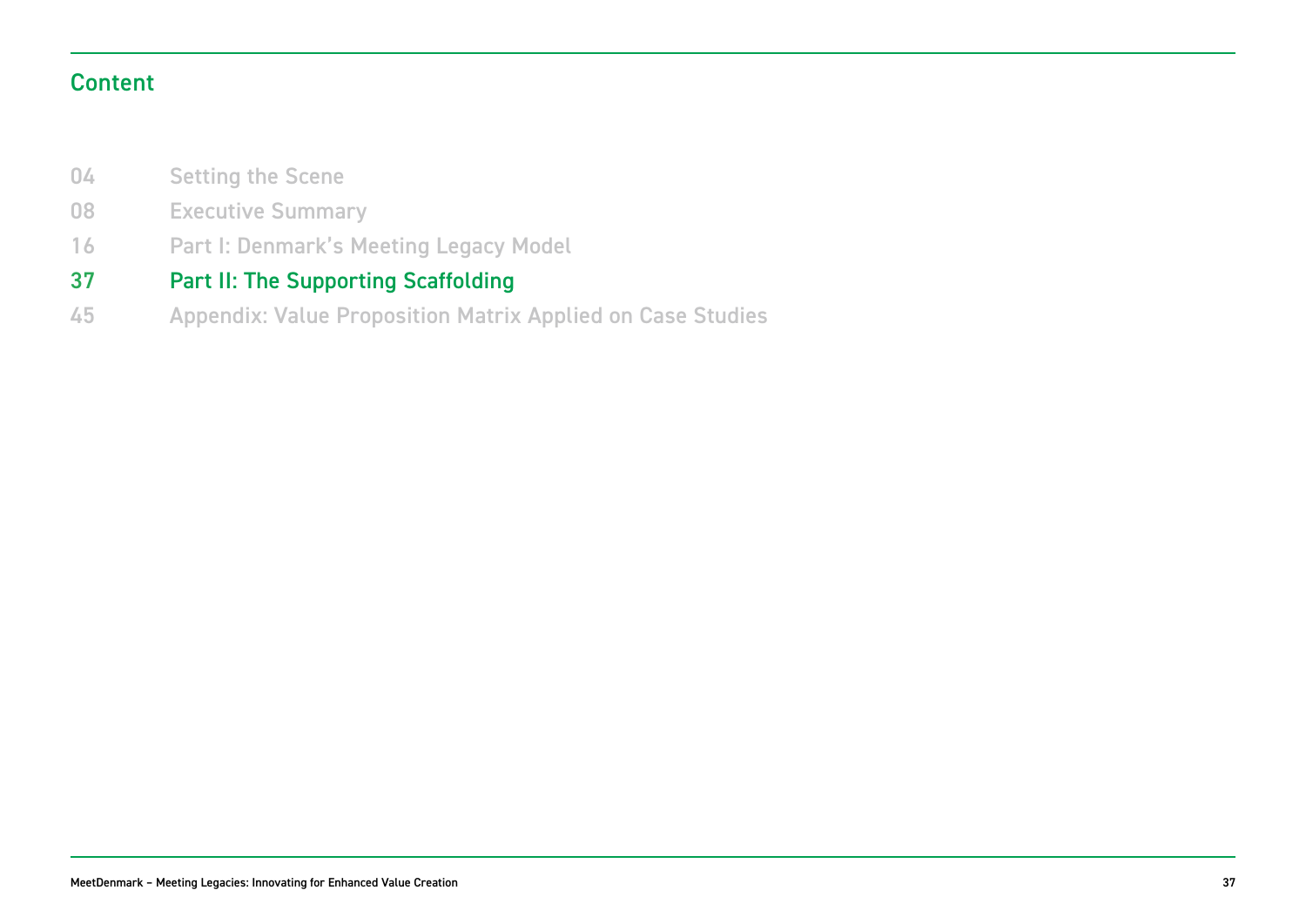## Content

| | |
|---|---|
| 04 | Setting the Scene |
| 08 | Executive Summary |
| 16 | Part I: Denmark's Meeting Legacy Model |
| 37 | Part II: The Supporting Scaffolding |
| 45 | Appendix: Value Proposition Matrix Applied on Case Studies |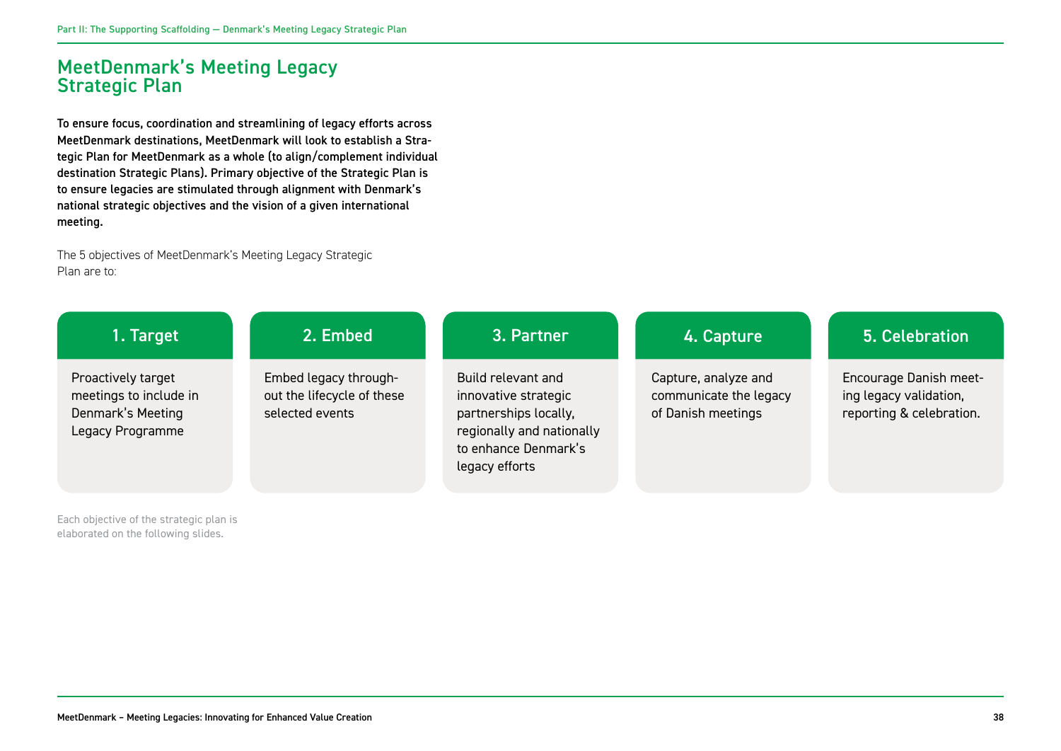# MeetDenmark's Meeting Legacy Strategic Plan

**To ensure focus, coordination and streamlining of legacy efforts across MeetDenmark destinations, MeetDenmark will look to establish a Strategic Plan for MeetDenmark as a whole (to align/complement individual destination Strategic Plans). Primary objective of the Strategic Plan is to ensure legacies are stimulated through alignment with Denmark's national strategic objectives and the vision of a given international meeting.**

The 5 objectives of MeetDenmark's Meeting Legacy Strategic Plan are to:

### 1. Target

Proactively target meetings to include in Denmark's Meeting Legacy Programme

### 2. Embed

Embed legacy throughout the lifecycle of these selected events

### 3. Partner

Build relevant and innovative strategic partnerships locally, regionally and nationally to enhance Denmark's legacy efforts

### 4. Capture

Capture, analyze and communicate the legacy of Danish meetings

### 5. Celebration

Encourage Danish meeting legacy validation, reporting & celebration.

Each objective of the strategic plan is elaborated on the following slides.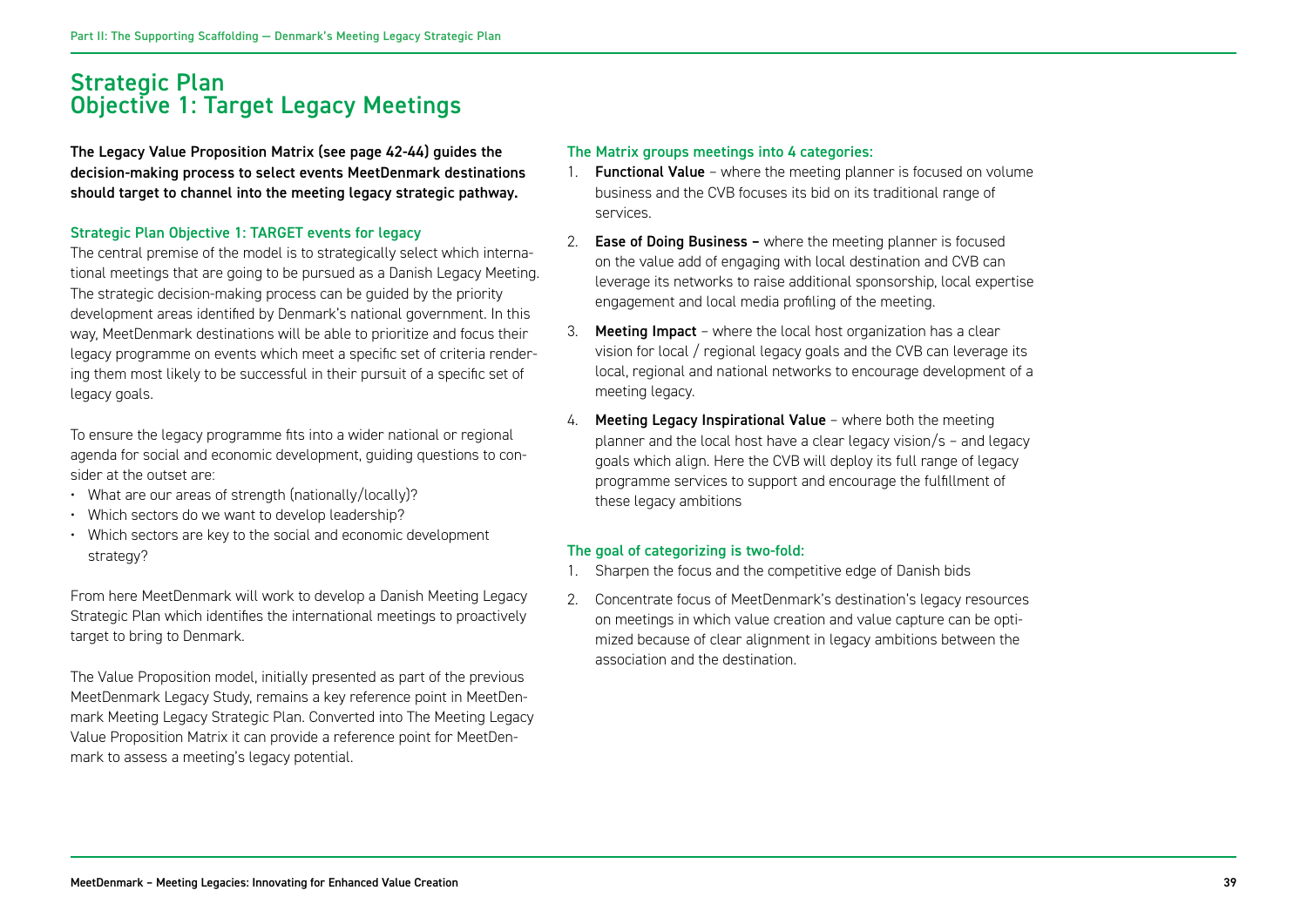# Strategic Plan
# Objective 1: Target Legacy Meetings

**The Legacy Value Proposition Matrix (see page 42-44) guides the decision-making process to select events MeetDenmark destinations should target to channel into the meeting legacy strategic pathway.**

### Strategic Plan Objective 1: TARGET events for legacy

The central premise of the model is to strategically select which international meetings that are going to be pursued as a Danish Legacy Meeting. The strategic decision-making process can be guided by the priority development areas identified by Denmark's national government. In this way, MeetDenmark destinations will be able to prioritize and focus their legacy programme on events which meet a specific set of criteria rendering them most likely to be successful in their pursuit of a specific set of legacy goals.

To ensure the legacy programme fits into a wider national or regional agenda for social and economic development, guiding questions to consider at the outset are:

- What are our areas of strength (nationally/locally)?
- Which sectors do we want to develop leadership?
- Which sectors are key to the social and economic development strategy?

From here MeetDenmark will work to develop a Danish Meeting Legacy Strategic Plan which identifies the international meetings to proactively target to bring to Denmark.

The Value Proposition model, initially presented as part of the previous MeetDenmark Legacy Study, remains a key reference point in MeetDenmark Meeting Legacy Strategic Plan. Converted into The Meeting Legacy Value Proposition Matrix it can provide a reference point for MeetDenmark to assess a meeting's legacy potential.

### The Matrix groups meetings into 4 categories:

1. **Functional Value** – where the meeting planner is focused on volume business and the CVB focuses its bid on its traditional range of services.
2. **Ease of Doing Business –** where the meeting planner is focused on the value add of engaging with local destination and CVB can leverage its networks to raise additional sponsorship, local expertise engagement and local media profiling of the meeting.
3. **Meeting Impact** – where the local host organization has a clear vision for local / regional legacy goals and the CVB can leverage its local, regional and national networks to encourage development of a meeting legacy.
4. **Meeting Legacy Inspirational Value** – where both the meeting planner and the local host have a clear legacy vision/s – and legacy goals which align. Here the CVB will deploy its full range of legacy programme services to support and encourage the fulfillment of these legacy ambitions

### The goal of categorizing is two-fold:

1. Sharpen the focus and the competitive edge of Danish bids
2. Concentrate focus of MeetDenmark's destination's legacy resources on meetings in which value creation and value capture can be optimized because of clear alignment in legacy ambitions between the association and the destination.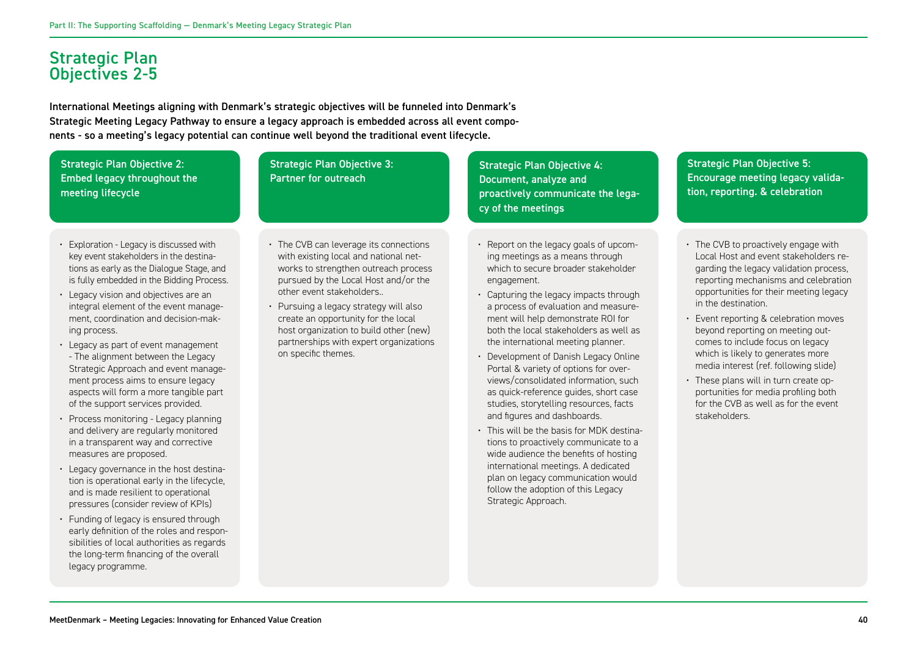# Strategic Plan Objectives 2-5

**International Meetings aligning with Denmark's strategic objectives will be funneled into Denmark's Strategic Meeting Legacy Pathway to ensure a legacy approach is embedded across all event components - so a meeting's legacy potential can continue well beyond the traditional event lifecycle.**

## Strategic Plan Objective 2: Embed legacy throughout the meeting lifecycle

- Exploration - Legacy is discussed with key event stakeholders in the destinations as early as the Dialogue Stage, and is fully embedded in the Bidding Process.
- Legacy vision and objectives are an integral element of the event management, coordination and decision-making process.
- Legacy as part of event management - The alignment between the Legacy Strategic Approach and event management process aims to ensure legacy aspects will form a more tangible part of the support services provided.
- Process monitoring - Legacy planning and delivery are regularly monitored in a transparent way and corrective measures are proposed.
- Legacy governance in the host destination is operational early in the lifecycle, and is made resilient to operational pressures (consider review of KPIs)
- Funding of legacy is ensured through early definition of the roles and responsibilities of local authorities as regards the long-term financing of the overall legacy programme.

## Strategic Plan Objective 3: Partner for outreach

- The CVB can leverage its connections with existing local and national networks to strengthen outreach process pursued by the Local Host and/or the other event stakeholders..
- Pursuing a legacy strategy will also create an opportunity for the local host organization to build other (new) partnerships with expert organizations on specific themes.

## Strategic Plan Objective 4: Document, analyze and proactively communicate the legacy of the meetings

- Report on the legacy goals of upcoming meetings as a means through which to secure broader stakeholder engagement.
- Capturing the legacy impacts through a process of evaluation and measurement will help demonstrate ROI for both the local stakeholders as well as the international meeting planner.
- Development of Danish Legacy Online Portal & variety of options for overviews/consolidated information, such as quick-reference guides, short case studies, storytelling resources, facts and figures and dashboards.
- This will be the basis for MDK destinations to proactively communicate to a wide audience the benefits of hosting international meetings. A dedicated plan on legacy communication would follow the adoption of this Legacy Strategic Approach.

## Strategic Plan Objective 5: Encourage meeting legacy validation, reporting. & celebration

- The CVB to proactively engage with Local Host and event stakeholders regarding the legacy validation process, reporting mechanisms and celebration opportunities for their meeting legacy in the destination.
- Event reporting & celebration moves beyond reporting on meeting outcomes to include focus on legacy which is likely to generates more media interest (ref. following slide)
- These plans will in turn create opportunities for media profiling both for the CVB as well as for the event stakeholders.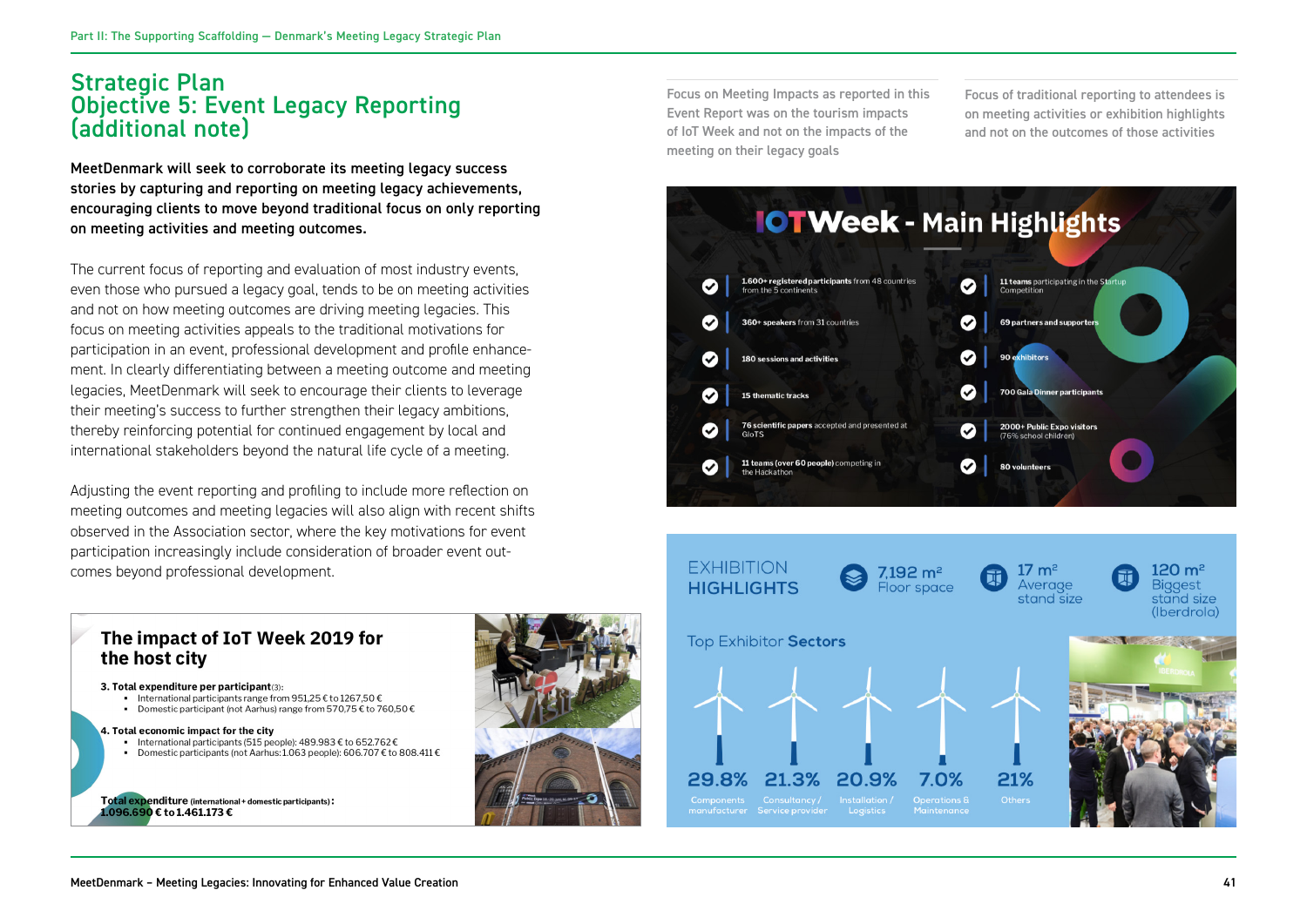# Strategic Plan
# Objective 5: Event Legacy Reporting (additional note)

**MeetDenmark will seek to corroborate its meeting legacy success stories by capturing and reporting on meeting legacy achievements, encouraging clients to move beyond traditional focus on only reporting on meeting activities and meeting outcomes.**

The current focus of reporting and evaluation of most industry events, even those who pursued a legacy goal, tends to be on meeting activities and not on how meeting outcomes are driving meeting legacies. This focus on meeting activities appeals to the traditional motivations for participation in an event, professional development and profile enhancement. In clearly differentiating between a meeting outcome and meeting legacies, MeetDenmark will seek to encourage their clients to leverage their meeting's success to further strengthen their legacy ambitions, thereby reinforcing potential for continued engagement by local and international stakeholders beyond the natural life cycle of a meeting.

Adjusting the event reporting and profiling to include more reflection on meeting outcomes and meeting legacies will also align with recent shifts observed in the Association sector, where the key motivations for event participation increasingly include consideration of broader event outcomes beyond professional development.

## The impact of IoT Week 2019 for the host city

**3. Total expenditure per participant**(3):

- International participants range from 951,25 € to 1267,50 €
- Domestic participant (not Aarhus) range from 570,75 € to 760,50 €

**4. Total economic impact for the city**

- International participants (515 people): 489.983 € to 652.762 €
- Domestic participants (not Aarhus: 1.063 people): 606.707 € to 808.411 €

**Total expenditure** (international + domestic participants): **1.096.690 € to 1.461.173 €**

Focus on Meeting Impacts as reported in this Event Report was on the tourism impacts of IoT Week and not on the impacts of the meeting on their legacy goals

Focus of traditional reporting to attendees is on meeting activities or exhibition highlights and not on the outcomes of those activities

## IOTWeek - Main Highlights

- **1.600+ registered participants** from 48 countries from the 5 continents
- **360+ speakers** from 31 countries
- **180 sessions and activities**
- **15 thematic tracks**
- **76 scientific papers** accepted and presented at GIoTS
- **11 teams (over 60 people)** competing in the Hackathon
- **11 teams** participating in the Startup Competition
- **69 partners and supporters**
- **90 exhibitors**
- **700 Gala Dinner participants**
- **2000+ Public Expo visitors** (76% school children)
- **80 volunteers**

## EXHIBITION HIGHLIGHTS

- 7,192 m² Floor space
- 17 m² Average stand size
- 120 m² Biggest stand size (Iberdrola)

### Top Exhibitor Sectors

| Components manufacturer | Consultancy / Service provider | Installation / Logistics | Operations & Maintenance | Others |
|---|---|---|---|---|
| 29.8% | 21.3% | 20.9% | 7.0% | 21% |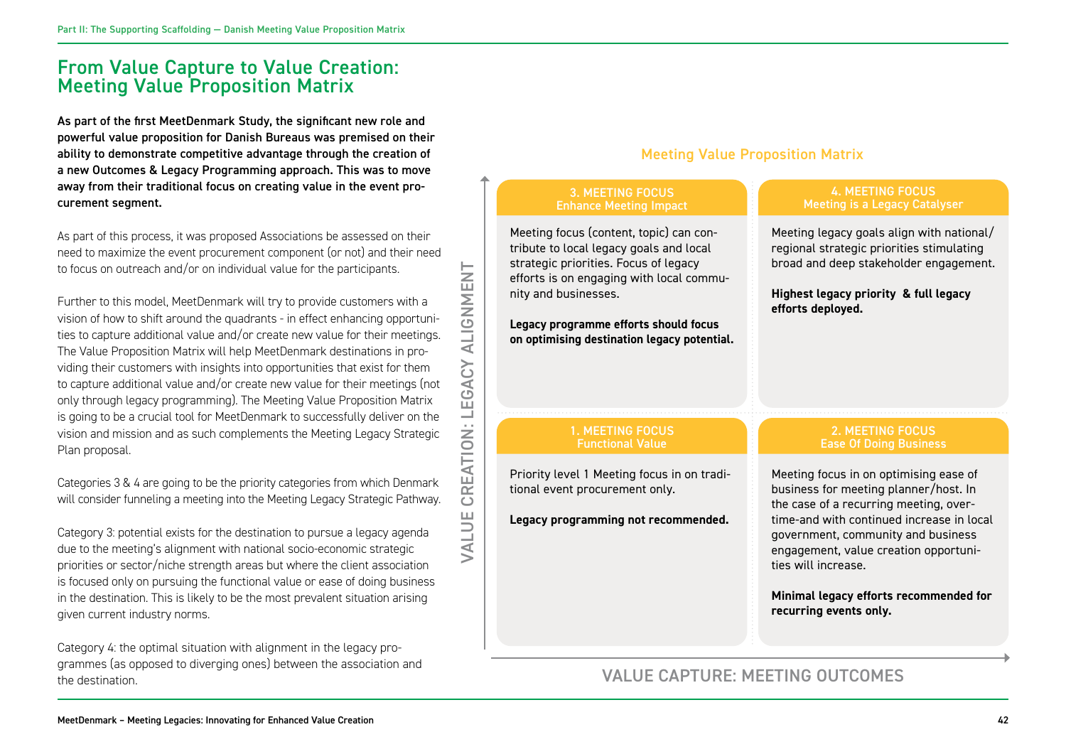# From Value Capture to Value Creation: Meeting Value Proposition Matrix

**As part of the first MeetDenmark Study, the significant new role and powerful value proposition for Danish Bureaus was premised on their ability to demonstrate competitive advantage through the creation of a new Outcomes & Legacy Programming approach. This was to move away from their traditional focus on creating value in the event procurement segment.**

As part of this process, it was proposed Associations be assessed on their need to maximize the event procurement component (or not) and their need to focus on outreach and/or on individual value for the participants.

Further to this model, MeetDenmark will try to provide customers with a vision of how to shift around the quadrants - in effect enhancing opportunities to capture additional value and/or create new value for their meetings. The Value Proposition Matrix will help MeetDenmark destinations in providing their customers with insights into opportunities that exist for them to capture additional value and/or create new value for their meetings (not only through legacy programming). The Meeting Value Proposition Matrix is going to be a crucial tool for MeetDenmark to successfully deliver on the vision and mission and as such complements the Meeting Legacy Strategic Plan proposal.

Categories 3 & 4 are going to be the priority categories from which Denmark will consider funneling a meeting into the Meeting Legacy Strategic Pathway.

Category 3: potential exists for the destination to pursue a legacy agenda due to the meeting's alignment with national socio-economic strategic priorities or sector/niche strength areas but where the client association is focused only on pursuing the functional value or ease of doing business in the destination. This is likely to be the most prevalent situation arising given current industry norms.

Category 4: the optimal situation with alignment in the legacy programmes (as opposed to diverging ones) between the association and the destination.

## Meeting Value Proposition Matrix

Vertical axis: VALUE CREATION: LEGACY ALIGNMENT
Horizontal axis: VALUE CAPTURE: MEETING OUTCOMES

| | |
|---|---|
| **3. MEETING FOCUS – Enhance Meeting Impact**<br><br>Meeting focus (content, topic) can contribute to local legacy goals and local strategic priorities. Focus of legacy efforts is on engaging with local community and businesses.<br><br>**Legacy programme efforts should focus on optimising destination legacy potential.** | **4. MEETING FOCUS – Meeting is a Legacy Catalyser**<br><br>Meeting legacy goals align with national/regional strategic priorities stimulating broad and deep stakeholder engagement.<br><br>**Highest legacy priority & full legacy efforts deployed.** |
| **1. MEETING FOCUS – Functional Value**<br><br>Priority level 1 Meeting focus in on traditional event procurement only.<br><br>**Legacy programming not recommended.** | **2. MEETING FOCUS – Ease Of Doing Business**<br><br>Meeting focus in on optimising ease of business for meeting planner/host. In the case of a recurring meeting, overtime-and with continued increase in local government, community and business engagement, value creation opportunities will increase.<br><br>**Minimal legacy efforts recommended for recurring events only.** |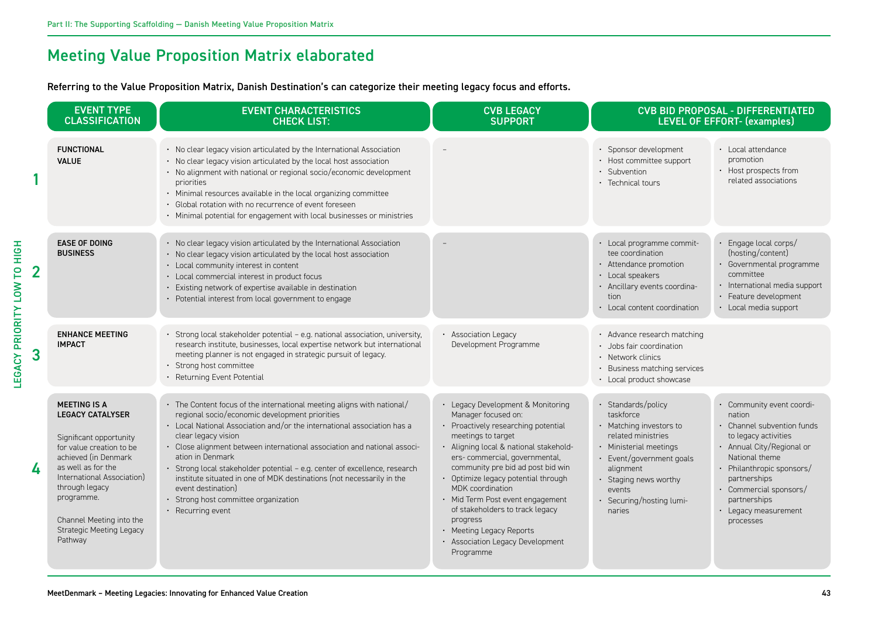# Meeting Value Proposition Matrix elaborated

**Referring to the Value Proposition Matrix, Danish Destination's can categorize their meeting legacy focus and efforts.**

| LEGACY PRIORITY LOW TO HIGH | EVENT TYPE CLASSIFICATION | EVENT CHARACTERISTICS CHECK LIST: | CVB LEGACY SUPPORT | CVB BID PROPOSAL - DIFFERENTIATED LEVEL OF EFFORT- (examples) | |
|---|---|---|---|---|---|
| 1 | **FUNCTIONAL VALUE** | • No clear legacy vision articulated by the International Association<br>• No clear legacy vision articulated by the local host association<br>• No alignment with national or regional socio/economic development priorities<br>• Minimal resources available in the local organizing committee<br>• Global rotation with no recurrence of event foreseen<br>• Minimal potential for engagement with local businesses or ministries | – | • Sponsor development<br>• Host committee support<br>• Subvention<br>• Technical tours | • Local attendance promotion<br>• Host prospects from related associations |
| 2 | **EASE OF DOING BUSINESS** | • No clear legacy vision articulated by the International Association<br>• No clear legacy vision articulated by the local host association<br>• Local community interest in content<br>• Local commercial interest in product focus<br>• Existing network of expertise available in destination<br>• Potential interest from local government to engage | – | • Local programme committee coordination<br>• Attendance promotion<br>• Local speakers<br>• Ancillary events coordination<br>• Local content coordination | • Engage local corps/ (hosting/content)<br>• Governmental programme committee<br>• International media support<br>• Feature development<br>• Local media support |
| 3 | **ENHANCE MEETING IMPACT** | • Strong local stakeholder potential – e.g. national association, university, research institute, businesses, local expertise network but international meeting planner is not engaged in strategic pursuit of legacy.<br>• Strong host committee<br>• Returning Event Potential | • Association Legacy Development Programme | • Advance research matching<br>• Jobs fair coordination<br>• Network clinics<br>• Business matching services<br>• Local product showcase | |
| 4 | **MEETING IS A LEGACY CATALYSER**<br><br>Significant opportunity for value creation to be achieved (in Denmark as well as for the International Association) through legacy programme.<br><br>Channel Meeting into the Strategic Meeting Legacy Pathway | • The Content focus of the international meeting aligns with national/ regional socio/economic development priorities<br>• Local National Association and/or the international association has a clear legacy vision<br>• Close alignment between international association and national association in Denmark<br>• Strong local stakeholder potential – e.g. center of excellence, research institute situated in one of MDK destinations (not necessarily in the event destination)<br>• Strong host committee organization<br>• Recurring event | • Legacy Development & Monitoring Manager focused on:<br>• Proactively researching potential meetings to target<br>• Aligning local & national stakeholders- commercial, governmental, community pre bid ad post bid win<br>• Optimize legacy potential through MDK coordination<br>• Mid Term Post event engagement of stakeholders to track legacy progress<br>• Meeting Legacy Reports<br>• Association Legacy Development Programme | • Standards/policy taskforce<br>• Matching investors to related ministries<br>• Ministerial meetings<br>• Event/government goals alignment<br>• Staging news worthy events<br>• Securing/hosting luminaries | • Community event coordination<br>• Channel subvention funds to legacy activities<br>• Annual City/Regional or National theme<br>• Philanthropic sponsors/ partnerships<br>• Commercial sponsors/ partnerships<br>• Legacy measurement processes |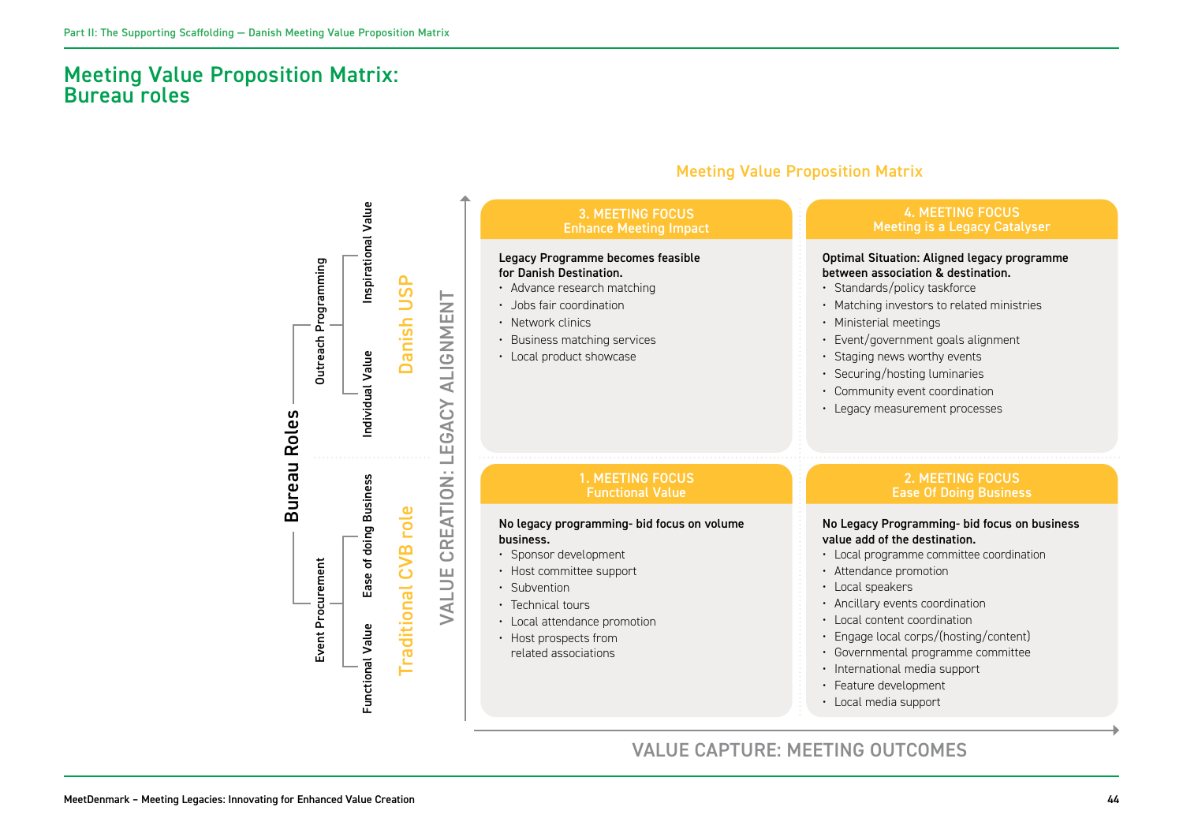# Meeting Value Proposition Matrix: Bureau roles

## Meeting Value Proposition Matrix

**Bureau Roles**

- Outreach Programming (Danish USP): Inspirational Value; Individual Value
- Event Procurement (Traditional CVB role): Ease of doing Business; Functional Value

Vertical axis: VALUE CREATION: LEGACY ALIGNMENT

Horizontal axis: VALUE CAPTURE: MEETING OUTCOMES

### 3. MEETING FOCUS — Enhance Meeting Impact

**Legacy Programme becomes feasible for Danish Destination.**

- Advance research matching
- Jobs fair coordination
- Network clinics
- Business matching services
- Local product showcase

### 4. MEETING FOCUS — Meeting is a Legacy Catalyser

**Optimal Situation: Aligned legacy programme between association & destination.**

- Standards/policy taskforce
- Matching investors to related ministries
- Ministerial meetings
- Event/government goals alignment
- Staging news worthy events
- Securing/hosting luminaries
- Community event coordination
- Legacy measurement processes

### 1. MEETING FOCUS — Functional Value

**No legacy programming- bid focus on volume business.**

- Sponsor development
- Host committee support
- Subvention
- Technical tours
- Local attendance promotion
- Host prospects from related associations

### 2. MEETING FOCUS — Ease Of Doing Business

**No Legacy Programming- bid focus on business value add of the destination.**

- Local programme committee coordination
- Attendance promotion
- Local speakers
- Ancillary events coordination
- Local content coordination
- Engage local corps/(hosting/content)
- Governmental programme committee
- International media support
- Feature development
- Local media support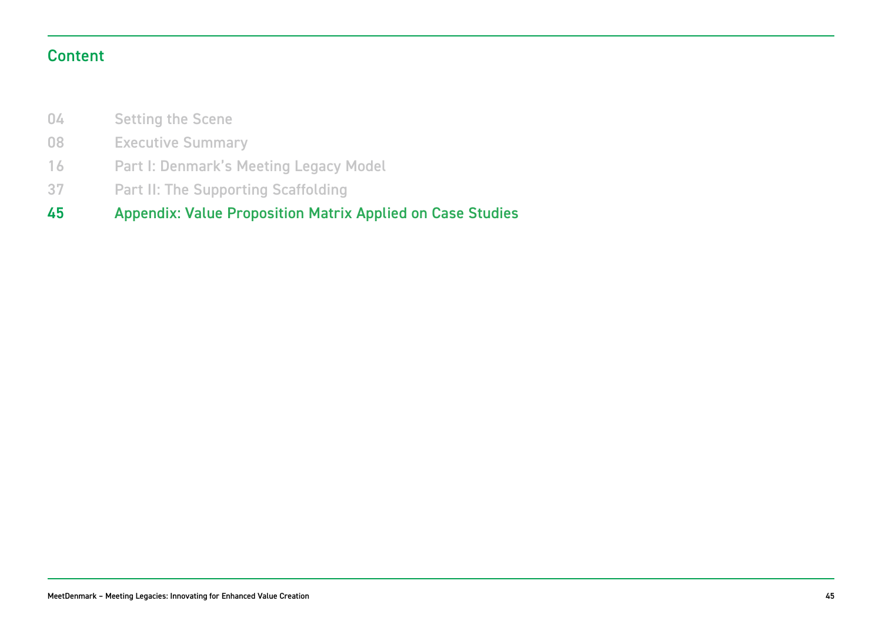## Content

| | |
|---|---|
| 04 | Setting the Scene |
| 08 | Executive Summary |
| 16 | Part I: Denmark's Meeting Legacy Model |
| 37 | Part II: The Supporting Scaffolding |
| 45 | Appendix: Value Proposition Matrix Applied on Case Studies |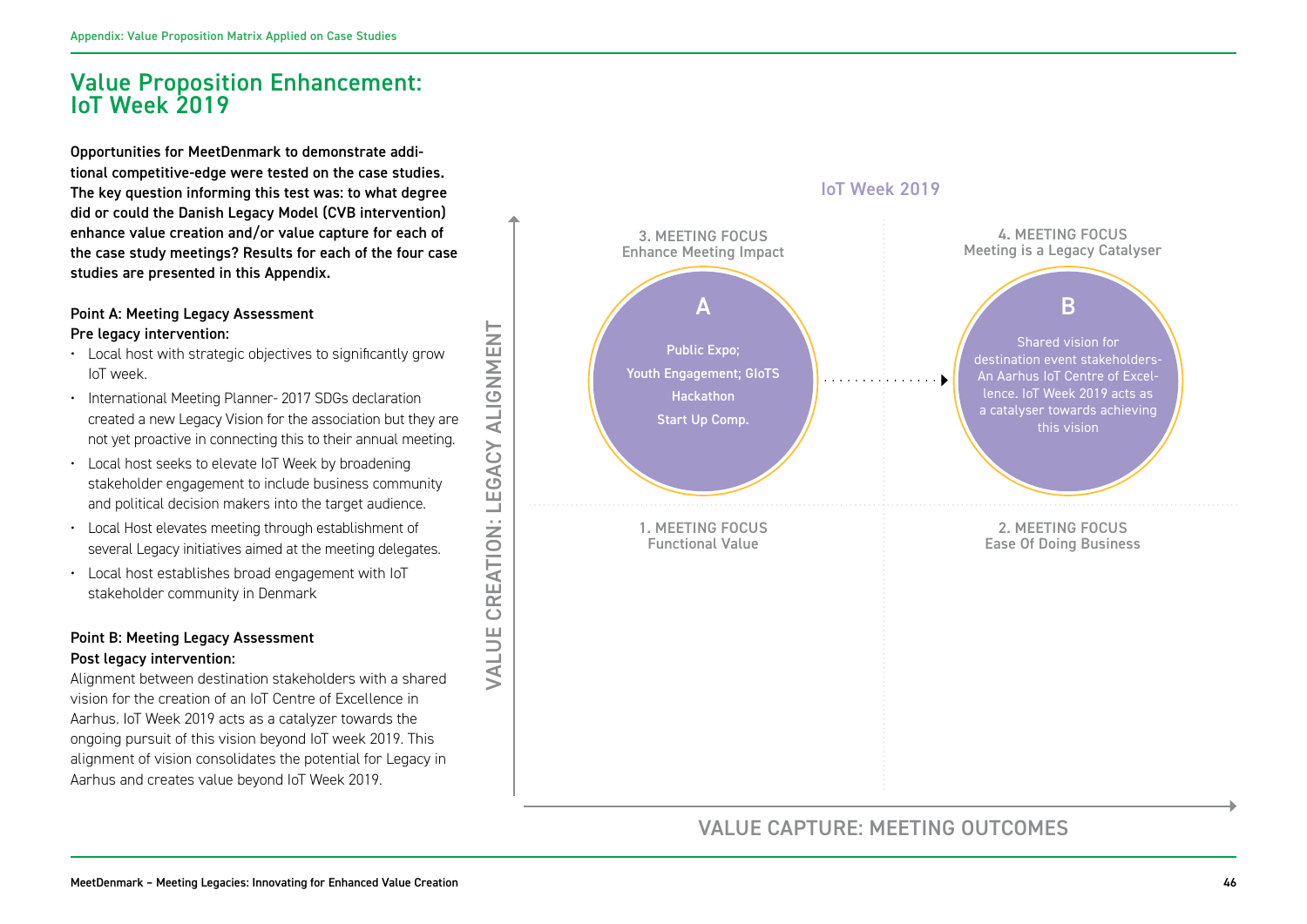# Value Proposition Enhancement: IoT Week 2019

**Opportunities for MeetDenmark to demonstrate additional competitive-edge were tested on the case studies. The key question informing this test was: to what degree did or could the Danish Legacy Model (CVB intervention) enhance value creation and/or value capture for each of the case study meetings? Results for each of the four case studies are presented in this Appendix.**

**Point A: Meeting Legacy Assessment**
**Pre legacy intervention:**

- Local host with strategic objectives to significantly grow IoT week.
- International Meeting Planner- 2017 SDGs declaration created a new Legacy Vision for the association but they are not yet proactive in connecting this to their annual meeting.
- Local host seeks to elevate IoT Week by broadening stakeholder engagement to include business community and political decision makers into the target audience.
- Local Host elevates meeting through establishment of several Legacy initiatives aimed at the meeting delegates.
- Local host establishes broad engagement with IoT stakeholder community in Denmark

**Point B: Meeting Legacy Assessment**
**Post legacy intervention:**

Alignment between destination stakeholders with a shared vision for the creation of an IoT Centre of Excellence in Aarhus. IoT Week 2019 acts as a catalyzer towards the ongoing pursuit of this vision beyond IoT week 2019. This alignment of vision consolidates the potential for Legacy in Aarhus and creates value beyond IoT Week 2019.

**IoT Week 2019**

VALUE CREATION: LEGACY ALIGNMENT (vertical axis) / VALUE CAPTURE: MEETING OUTCOMES (horizontal axis)

3. MEETING FOCUS
Enhance Meeting Impact

**A**
Public Expo;
Youth Engagement; GIoTS
Hackathon
Start Up Comp.

4. MEETING FOCUS
Meeting is a Legacy Catalyser

**B**
Shared vision for destination event stakeholders- An Aarhus IoT Centre of Excellence. IoT Week 2019 acts as a catalyser towards achieving this vision

1. MEETING FOCUS
Functional Value

2. MEETING FOCUS
Ease Of Doing Business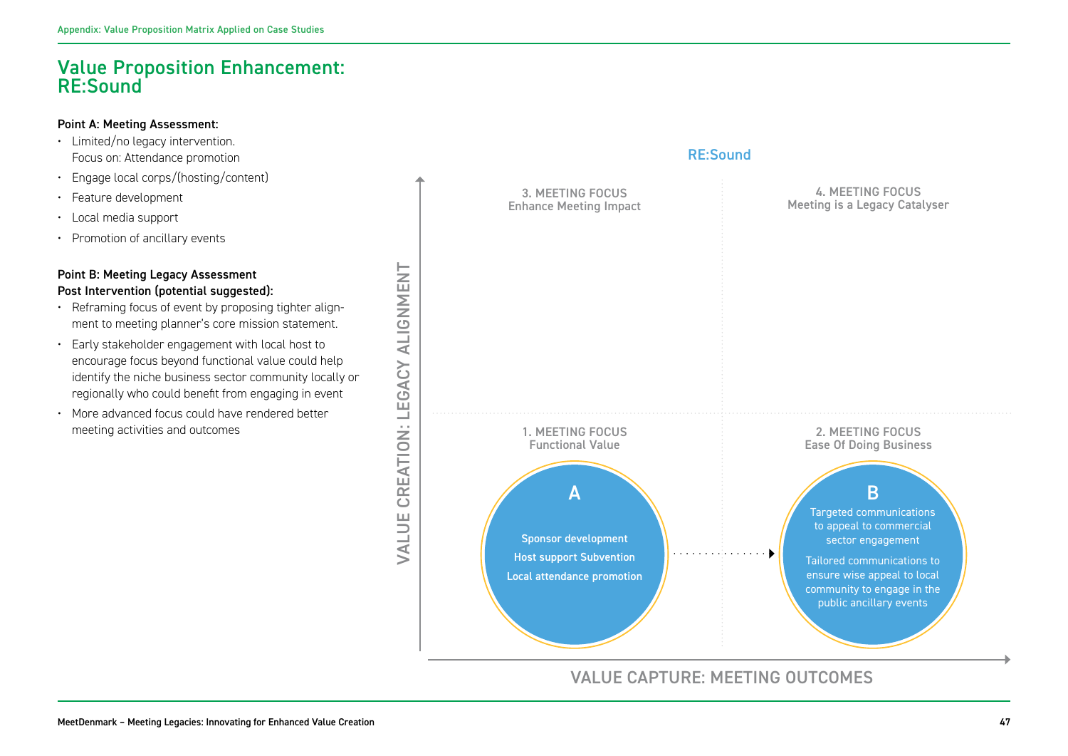# Value Proposition Enhancement: RE:Sound

**Point A: Meeting Assessment:**

- Limited/no legacy intervention. Focus on: Attendance promotion
- Engage local corps/(hosting/content)
- Feature development
- Local media support
- Promotion of ancillary events

**Point B: Meeting Legacy Assessment Post Intervention (potential suggested):**

- Reframing focus of event by proposing tighter alignment to meeting planner's core mission statement.
- Early stakeholder engagement with local host to encourage focus beyond functional value could help identify the niche business sector community locally or regionally who could benefit from engaging in event
- More advanced focus could have rendered better meeting activities and outcomes

RE:Sound

VALUE CREATION: LEGACY ALIGNMENT

3. MEETING FOCUS
Enhance Meeting Impact

4. MEETING FOCUS
Meeting is a Legacy Catalyser

1. MEETING FOCUS
Functional Value

2. MEETING FOCUS
Ease Of Doing Business

A

Sponsor development

Host support Subvention

Local attendance promotion

B

Targeted communications to appeal to commercial sector engagement

Tailored communications to ensure wise appeal to local community to engage in the public ancillary events

VALUE CAPTURE: MEETING OUTCOMES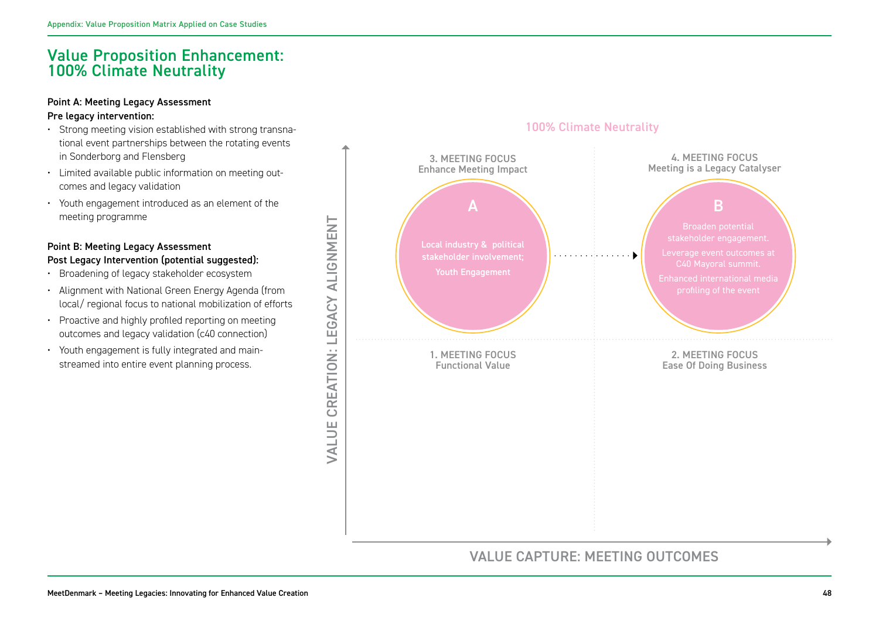# Value Proposition Enhancement: 100% Climate Neutrality

**Point A: Meeting Legacy Assessment**
**Pre legacy intervention:**

- Strong meeting vision established with strong transnational event partnerships between the rotating events in Sonderborg and Flensberg
- Limited available public information on meeting outcomes and legacy validation
- Youth engagement introduced as an element of the meeting programme

**Point B: Meeting Legacy Assessment**
**Post Legacy Intervention (potential suggested):**

- Broadening of legacy stakeholder ecosystem
- Alignment with National Green Energy Agenda (from local/ regional focus to national mobilization of efforts
- Proactive and highly profiled reporting on meeting outcomes and legacy validation (c40 connection)
- Youth engagement is fully integrated and mainstreamed into entire event planning process.

100% Climate Neutrality

VALUE CREATION: LEGACY ALIGNMENT

3. MEETING FOCUS
Enhance Meeting Impact

A

Local industry & political stakeholder involvement;

Youth Engagement

4. MEETING FOCUS
Meeting is a Legacy Catalyser

B

Broaden potential stakeholder engagement.

Leverage event outcomes at C40 Mayoral summit.

Enhanced international media profiling of the event

1. MEETING FOCUS
Functional Value

2. MEETING FOCUS
Ease Of Doing Business

VALUE CAPTURE: MEETING OUTCOMES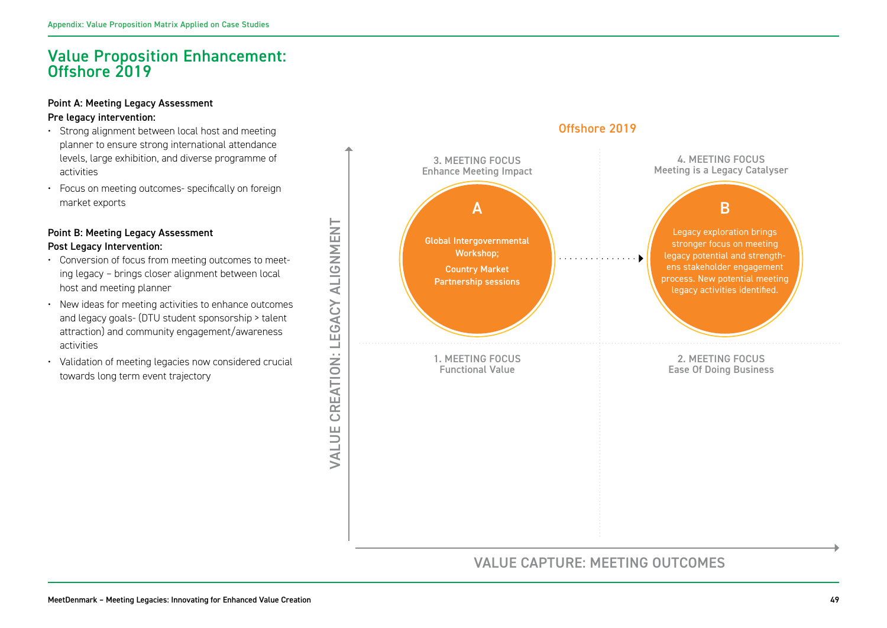# Value Proposition Enhancement: Offshore 2019

**Point A: Meeting Legacy Assessment**
**Pre legacy intervention:**

- Strong alignment between local host and meeting planner to ensure strong international attendance levels, large exhibition, and diverse programme of activities
- Focus on meeting outcomes- specifically on foreign market exports

**Point B: Meeting Legacy Assessment**
**Post Legacy Intervention:**

- Conversion of focus from meeting outcomes to meeting legacy – brings closer alignment between local host and meeting planner
- New ideas for meeting activities to enhance outcomes and legacy goals- (DTU student sponsorship > talent attraction) and community engagement/awareness activities
- Validation of meeting legacies now considered crucial towards long term event trajectory

## Offshore 2019

VALUE CREATION: LEGACY ALIGNMENT

3. MEETING FOCUS
Enhance Meeting Impact

**A**

Global Intergovernmental Workshop;
Country Market Partnership sessions

4. MEETING FOCUS
Meeting is a Legacy Catalyser

**B**

Legacy exploration brings stronger focus on meeting legacy potential and strengthens stakeholder engagement process. New potential meeting legacy activities identified.

1. MEETING FOCUS
Functional Value

2. MEETING FOCUS
Ease Of Doing Business

VALUE CAPTURE: MEETING OUTCOMES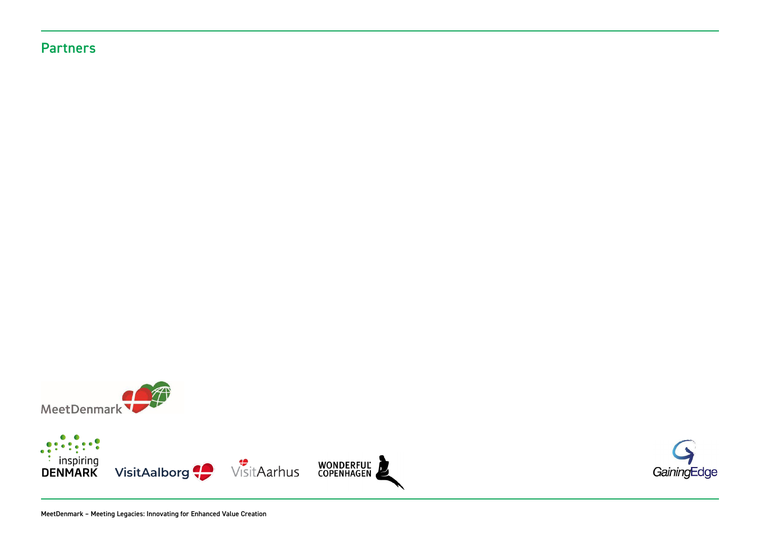## Partners

MeetDenmark

inspiring DENMARK

VisitAalborg

VisitAarhus

WONDERFUL COPENHAGEN

GainingEdge